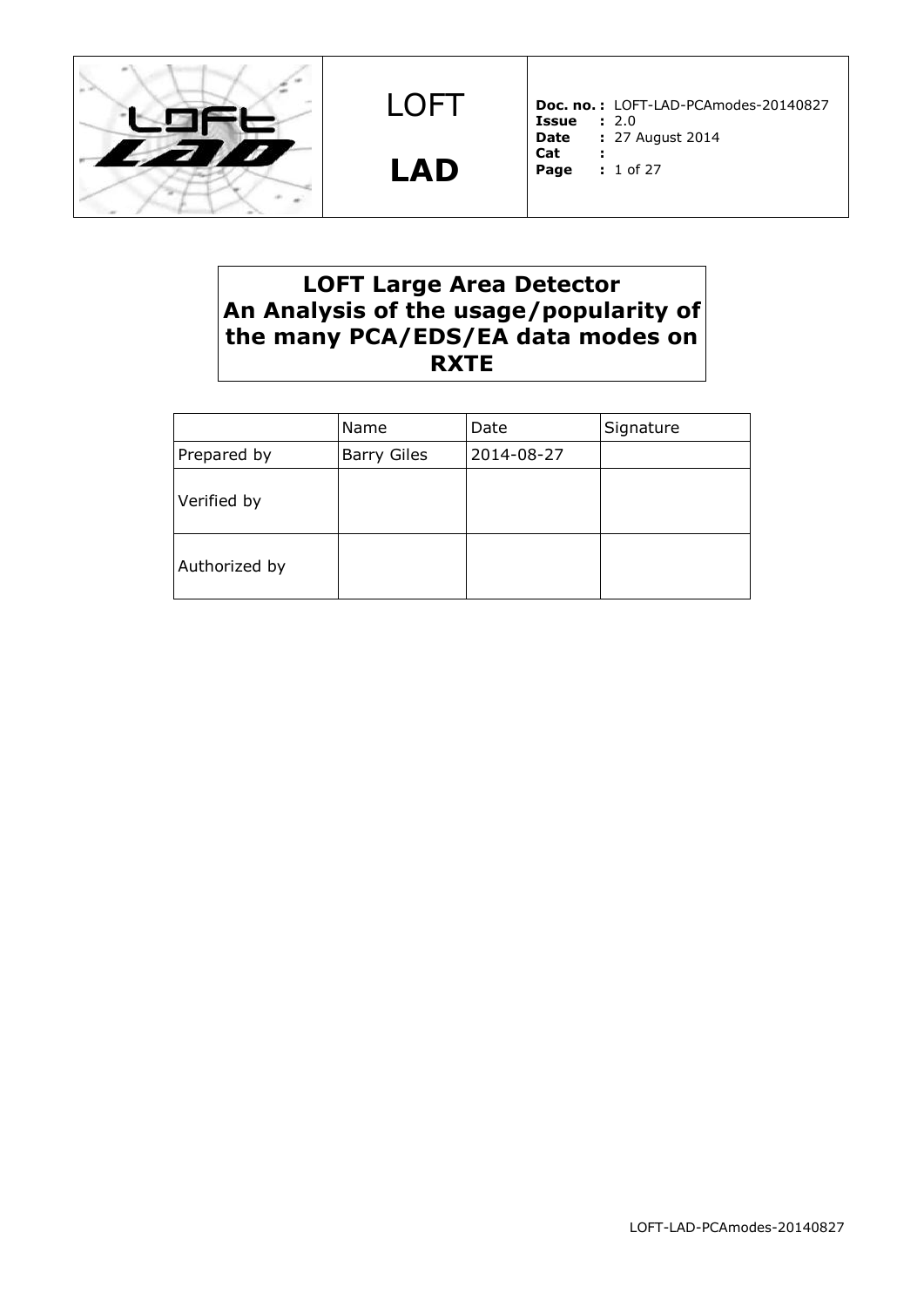| LOFT LAD | Doc. no.: LOFT-LAD-PCAmodes-20140827 |
| --- | --- |
| | Issue : 2.0 |
| | Date : 27 August 2014 |
| | Cat : |
| | Page : 1 of 27 |

# LOFT Large Area Detector An Analysis of the usage/popularity of the many PCA/EDS/EA data modes on RXTE

| | Name | Date | Signature |
| --- | --- | --- | --- |
| Prepared by | Barry Giles | 2014-08-27 | |
| Verified by | | | |
| Authorized by | | | |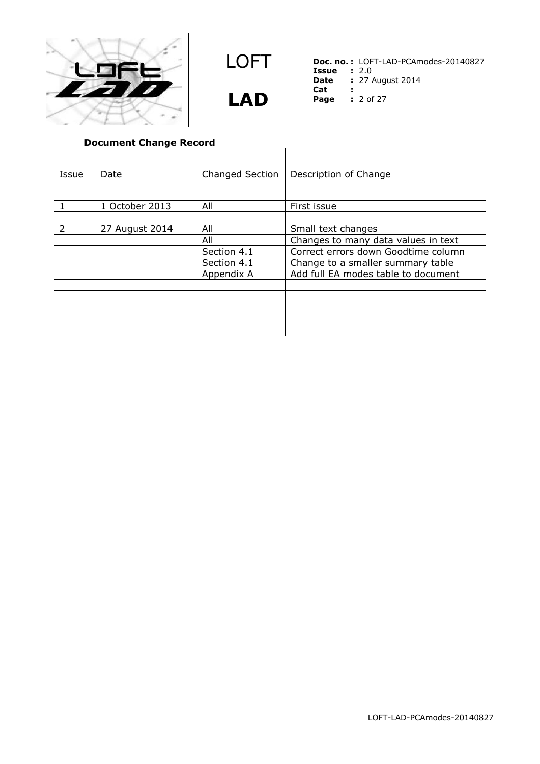**Document Change Record**

| Issue | Date | Changed Section | Description of Change |
|---|---|---|---|
| 1 | 1 October 2013 | All | First issue |
| | | | |
| 2 | 27 August 2014 | All | Small text changes |
| | | All | Changes to many data values in text |
| | | Section 4.1 | Correct errors down Goodtime column |
| | | Section 4.1 | Change to a smaller summary table |
| | | Appendix A | Add full EA modes table to document |
| | | | |
| | | | |
| | | | |
| | | | |
| | | | |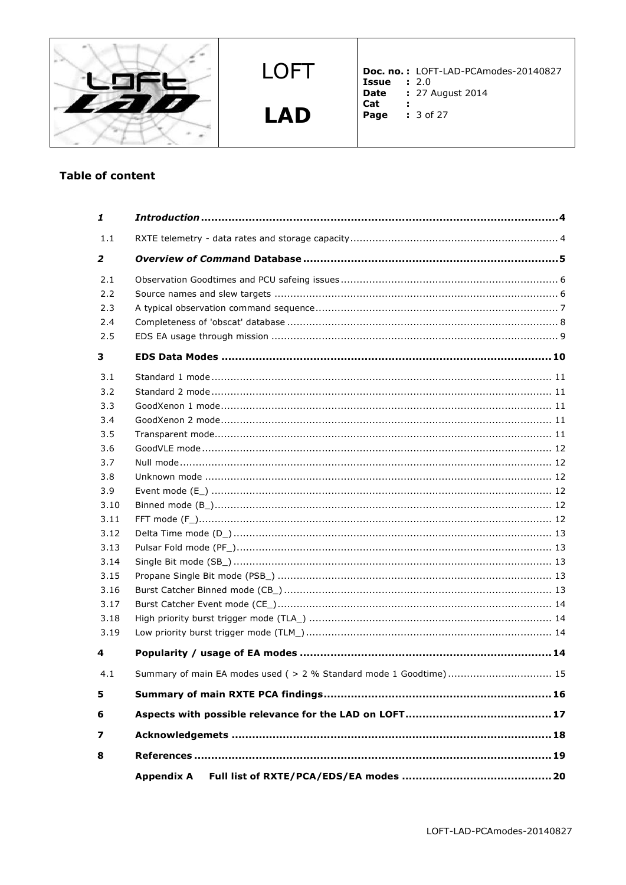## Table of content

| | | |
|---|---|---|
| ***1*** | ***Introduction*** | **4** |
| 1.1 | RXTE telemetry - data rates and storage capacity | 4 |
| ***2*** | ***Overview of Command Database*** | **5** |
| 2.1 | Observation Goodtimes and PCU safeing issues | 6 |
| 2.2 | Source names and slew targets | 6 |
| 2.3 | A typical observation command sequence | 7 |
| 2.4 | Completeness of 'obscat' database | 8 |
| 2.5 | EDS EA usage through mission | 9 |
| **3** | **EDS Data Modes** | **10** |
| 3.1 | Standard 1 mode | 11 |
| 3.2 | Standard 2 mode | 11 |
| 3.3 | GoodXenon 1 mode | 11 |
| 3.4 | GoodXenon 2 mode | 11 |
| 3.5 | Transparent mode | 11 |
| 3.6 | GoodVLE mode | 12 |
| 3.7 | Null mode | 12 |
| 3.8 | Unknown mode | 12 |
| 3.9 | Event mode (E_) | 12 |
| 3.10 | Binned mode (B_) | 12 |
| 3.11 | FFT mode (F_) | 12 |
| 3.12 | Delta Time mode (D_) | 13 |
| 3.13 | Pulsar Fold mode (PF_) | 13 |
| 3.14 | Single Bit mode (SB_) | 13 |
| 3.15 | Propane Single Bit mode (PSB_) | 13 |
| 3.16 | Burst Catcher Binned mode (CB_) | 13 |
| 3.17 | Burst Catcher Event mode (CE_) | 14 |
| 3.18 | High priority burst trigger mode (TLA_) | 14 |
| 3.19 | Low priority burst trigger mode (TLM_) | 14 |
| **4** | **Popularity / usage of EA modes** | **14** |
| 4.1 | Summary of main EA modes used ( > 2 % Standard mode 1 Goodtime) | 15 |
| **5** | **Summary of main RXTE PCA findings** | **16** |
| **6** | **Aspects with possible relevance for the LAD on LOFT** | **17** |
| **7** | **Acknowledgemets** | **18** |
| **8** | **References** | **19** |
| | **Appendix A Full list of RXTE/PCA/EDS/EA modes** | **20** |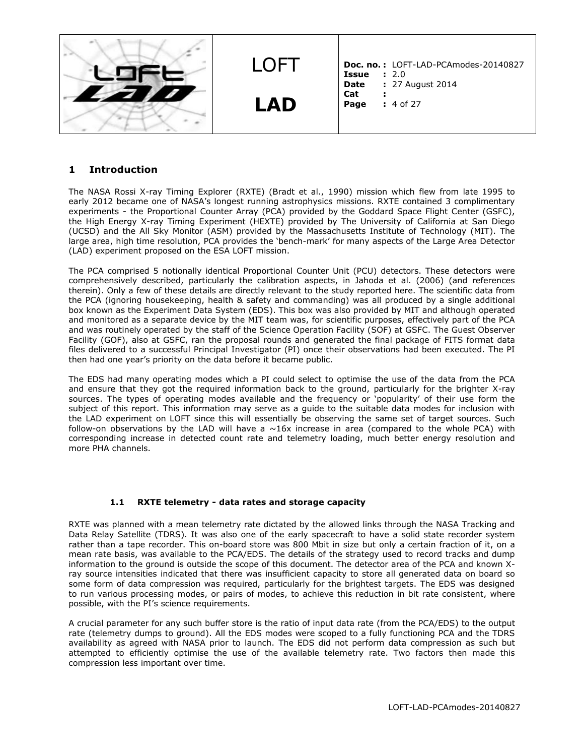# 1 Introduction

The NASA Rossi X-ray Timing Explorer (RXTE) (Bradt et al., 1990) mission which flew from late 1995 to early 2012 became one of NASA's longest running astrophysics missions. RXTE contained 3 complimentary experiments - the Proportional Counter Array (PCA) provided by the Goddard Space Flight Center (GSFC), the High Energy X-ray Timing Experiment (HEXTE) provided by The University of California at San Diego (UCSD) and the All Sky Monitor (ASM) provided by the Massachusetts Institute of Technology (MIT). The large area, high time resolution, PCA provides the 'bench-mark' for many aspects of the Large Area Detector (LAD) experiment proposed on the ESA LOFT mission.

The PCA comprised 5 notionally identical Proportional Counter Unit (PCU) detectors. These detectors were comprehensively described, particularly the calibration aspects, in Jahoda et al. (2006) (and references therein). Only a few of these details are directly relevant to the study reported here. The scientific data from the PCA (ignoring housekeeping, health & safety and commanding) was all produced by a single additional box known as the Experiment Data System (EDS). This box was also provided by MIT and although operated and monitored as a separate device by the MIT team was, for scientific purposes, effectively part of the PCA and was routinely operated by the staff of the Science Operation Facility (SOF) at GSFC. The Guest Observer Facility (GOF), also at GSFC, ran the proposal rounds and generated the final package of FITS format data files delivered to a successful Principal Investigator (PI) once their observations had been executed. The PI then had one year's priority on the data before it became public.

The EDS had many operating modes which a PI could select to optimise the use of the data from the PCA and ensure that they got the required information back to the ground, particularly for the brighter X-ray sources. The types of operating modes available and the frequency or 'popularity' of their use form the subject of this report. This information may serve as a guide to the suitable data modes for inclusion with the LAD experiment on LOFT since this will essentially be observing the same set of target sources. Such follow-on observations by the LAD will have a ~16x increase in area (compared to the whole PCA) with corresponding increase in detected count rate and telemetry loading, much better energy resolution and more PHA channels.

## 1.1 RXTE telemetry - data rates and storage capacity

RXTE was planned with a mean telemetry rate dictated by the allowed links through the NASA Tracking and Data Relay Satellite (TDRS). It was also one of the early spacecraft to have a solid state recorder system rather than a tape recorder. This on-board store was 800 Mbit in size but only a certain fraction of it, on a mean rate basis, was available to the PCA/EDS. The details of the strategy used to record tracks and dump information to the ground is outside the scope of this document. The detector area of the PCA and known X-ray source intensities indicated that there was insufficient capacity to store all generated data on board so some form of data compression was required, particularly for the brightest targets. The EDS was designed to run various processing modes, or pairs of modes, to achieve this reduction in bit rate consistent, where possible, with the PI's science requirements.

A crucial parameter for any such buffer store is the ratio of input data rate (from the PCA/EDS) to the output rate (telemetry dumps to ground). All the EDS modes were scoped to a fully functioning PCA and the TDRS availability as agreed with NASA prior to launch. The EDS did not perform data compression as such but attempted to efficiently optimise the use of the available telemetry rate. Two factors then made this compression less important over time.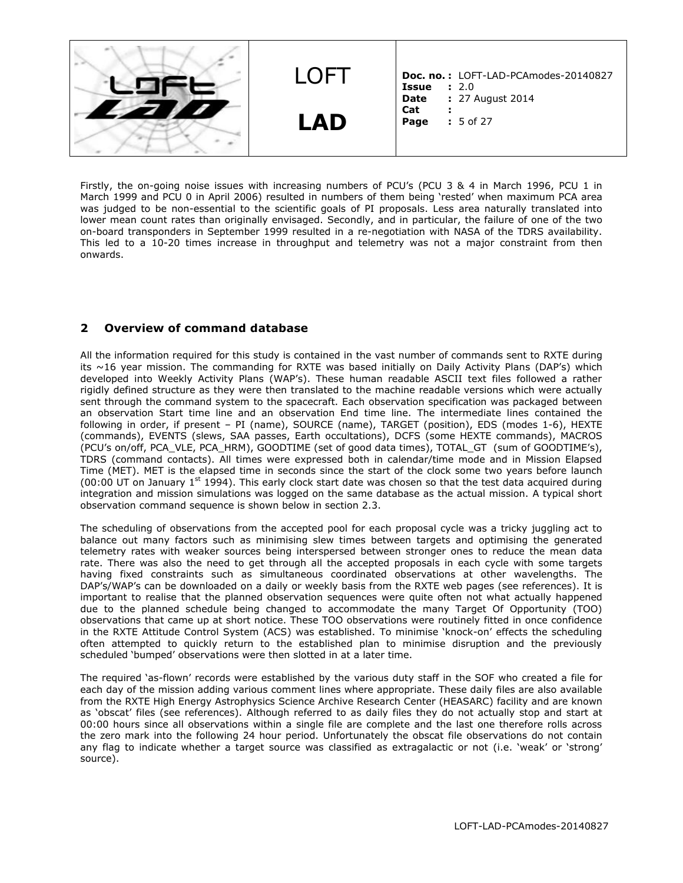Firstly, the on-going noise issues with increasing numbers of PCU's (PCU 3 & 4 in March 1996, PCU 1 in March 1999 and PCU 0 in April 2006) resulted in numbers of them being 'rested' when maximum PCA area was judged to be non-essential to the scientific goals of PI proposals. Less area naturally translated into lower mean count rates than originally envisaged. Secondly, and in particular, the failure of one of the two on-board transponders in September 1999 resulted in a re-negotiation with NASA of the TDRS availability. This led to a 10-20 times increase in throughput and telemetry was not a major constraint from then onwards.

## 2 Overview of command database

All the information required for this study is contained in the vast number of commands sent to RXTE during its ~16 year mission. The commanding for RXTE was based initially on Daily Activity Plans (DAP's) which developed into Weekly Activity Plans (WAP's). These human readable ASCII text files followed a rather rigidly defined structure as they were then translated to the machine readable versions which were actually sent through the command system to the spacecraft. Each observation specification was packaged between an observation Start time line and an observation End time line. The intermediate lines contained the following in order, if present – PI (name), SOURCE (name), TARGET (position), EDS (modes 1-6), HEXTE (commands), EVENTS (slews, SAA passes, Earth occultations), DCFS (some HEXTE commands), MACROS (PCU's on/off, PCA_VLE, PCA_HRM), GOODTIME (set of good data times), TOTAL_GT (sum of GOODTIME's), TDRS (command contacts). All times were expressed both in calendar/time mode and in Mission Elapsed Time (MET). MET is the elapsed time in seconds since the start of the clock some two years before launch (00:00 UT on January 1st 1994). This early clock start date was chosen so that the test data acquired during integration and mission simulations was logged on the same database as the actual mission. A typical short observation command sequence is shown below in section 2.3.

The scheduling of observations from the accepted pool for each proposal cycle was a tricky juggling act to balance out many factors such as minimising slew times between targets and optimising the generated telemetry rates with weaker sources being interspersed between stronger ones to reduce the mean data rate. There was also the need to get through all the accepted proposals in each cycle with some targets having fixed constraints such as simultaneous coordinated observations at other wavelengths. The DAP's/WAP's can be downloaded on a daily or weekly basis from the RXTE web pages (see references). It is important to realise that the planned observation sequences were quite often not what actually happened due to the planned schedule being changed to accommodate the many Target Of Opportunity (TOO) observations that came up at short notice. These TOO observations were routinely fitted in once confidence in the RXTE Attitude Control System (ACS) was established. To minimise 'knock-on' effects the scheduling often attempted to quickly return to the established plan to minimise disruption and the previously scheduled 'bumped' observations were then slotted in at a later time.

The required 'as-flown' records were established by the various duty staff in the SOF who created a file for each day of the mission adding various comment lines where appropriate. These daily files are also available from the RXTE High Energy Astrophysics Science Archive Research Center (HEASARC) facility and are known as 'obscat' files (see references). Although referred to as daily files they do not actually stop and start at 00:00 hours since all observations within a single file are complete and the last one therefore rolls across the zero mark into the following 24 hour period. Unfortunately the obscat file observations do not contain any flag to indicate whether a target source was classified as extragalactic or not (i.e. 'weak' or 'strong' source).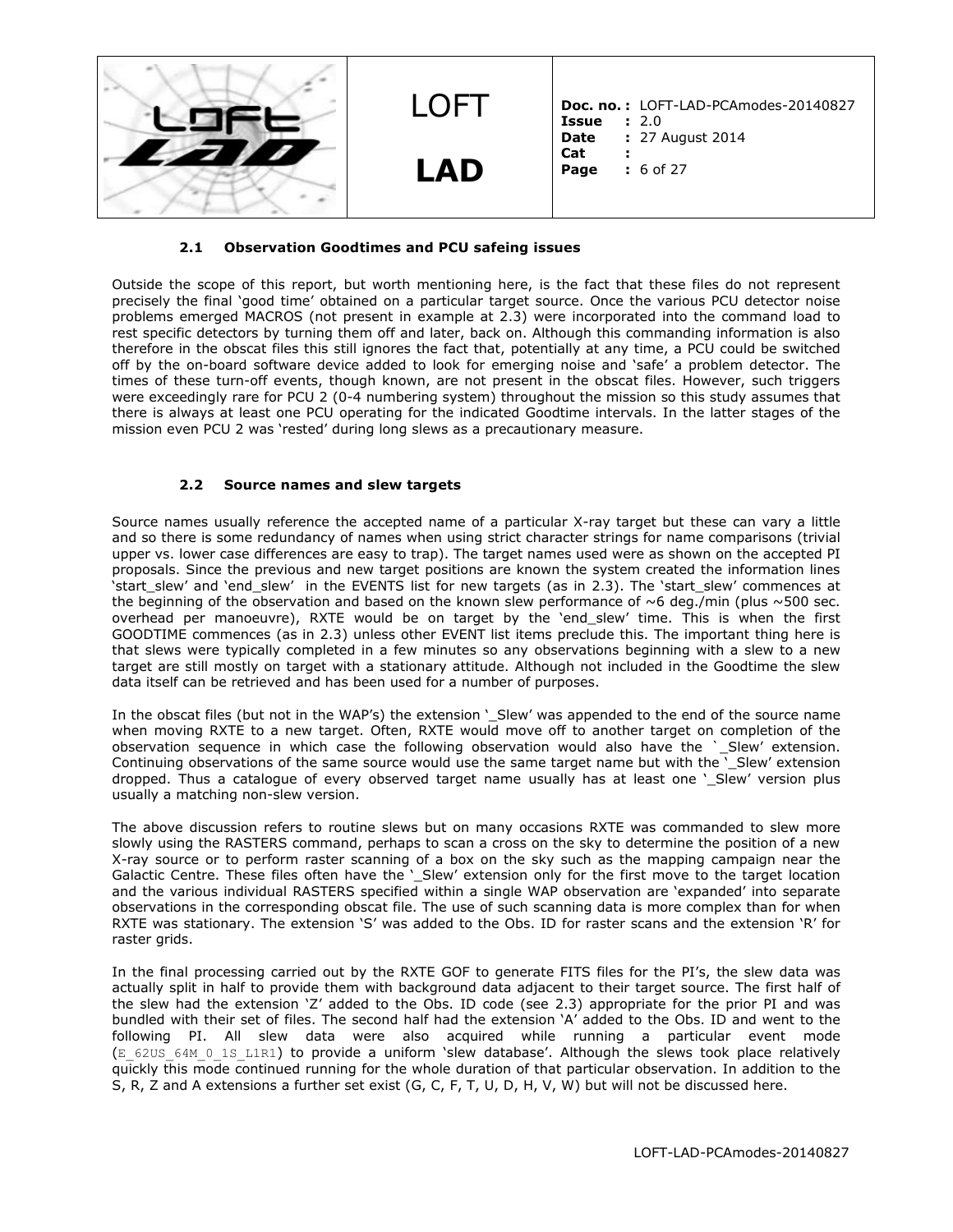### 2.1 Observation Goodtimes and PCU safeing issues

Outside the scope of this report, but worth mentioning here, is the fact that these files do not represent precisely the final 'good time' obtained on a particular target source. Once the various PCU detector noise problems emerged MACROS (not present in example at 2.3) were incorporated into the command load to rest specific detectors by turning them off and later, back on. Although this commanding information is also therefore in the obscat files this still ignores the fact that, potentially at any time, a PCU could be switched off by the on-board software device added to look for emerging noise and 'safe' a problem detector. The times of these turn-off events, though known, are not present in the obscat files. However, such triggers were exceedingly rare for PCU 2 (0-4 numbering system) throughout the mission so this study assumes that there is always at least one PCU operating for the indicated Goodtime intervals. In the latter stages of the mission even PCU 2 was 'rested' during long slews as a precautionary measure.

### 2.2 Source names and slew targets

Source names usually reference the accepted name of a particular X-ray target but these can vary a little and so there is some redundancy of names when using strict character strings for name comparisons (trivial upper vs. lower case differences are easy to trap). The target names used were as shown on the accepted PI proposals. Since the previous and new target positions are known the system created the information lines 'start_slew' and 'end_slew' in the EVENTS list for new targets (as in 2.3). The 'start_slew' commences at the beginning of the observation and based on the known slew performance of ~6 deg./min (plus ~500 sec. overhead per manoeuvre), RXTE would be on target by the 'end_slew' time. This is when the first GOODTIME commences (as in 2.3) unless other EVENT list items preclude this. The important thing here is that slews were typically completed in a few minutes so any observations beginning with a slew to a new target are still mostly on target with a stationary attitude. Although not included in the Goodtime the slew data itself can be retrieved and has been used for a number of purposes.

In the obscat files (but not in the WAP's) the extension '_Slew' was appended to the end of the source name when moving RXTE to a new target. Often, RXTE would move off to another target on completion of the observation sequence in which case the following observation would also have the `_Slew' extension. Continuing observations of the same source would use the same target name but with the '_Slew' extension dropped. Thus a catalogue of every observed target name usually has at least one '_Slew' version plus usually a matching non-slew version.

The above discussion refers to routine slews but on many occasions RXTE was commanded to slew more slowly using the RASTERS command, perhaps to scan a cross on the sky to determine the position of a new X-ray source or to perform raster scanning of a box on the sky such as the mapping campaign near the Galactic Centre. These files often have the '_Slew' extension only for the first move to the target location and the various individual RASTERS specified within a single WAP observation are 'expanded' into separate observations in the corresponding obscat file. The use of such scanning data is more complex than for when RXTE was stationary. The extension 'S' was added to the Obs. ID for raster scans and the extension 'R' for raster grids.

In the final processing carried out by the RXTE GOF to generate FITS files for the PI's, the slew data was actually split in half to provide them with background data adjacent to their target source. The first half of the slew had the extension 'Z' added to the Obs. ID code (see 2.3) appropriate for the prior PI and was bundled with their set of files. The second half had the extension 'A' added to the Obs. ID and went to the following PI. All slew data were also acquired while running a particular event mode (`E_62US_64M_0_1S_L1R1`) to provide a uniform 'slew database'. Although the slews took place relatively quickly this mode continued running for the whole duration of that particular observation. In addition to the S, R, Z and A extensions a further set exist (G, C, F, T, U, D, H, V, W) but will not be discussed here.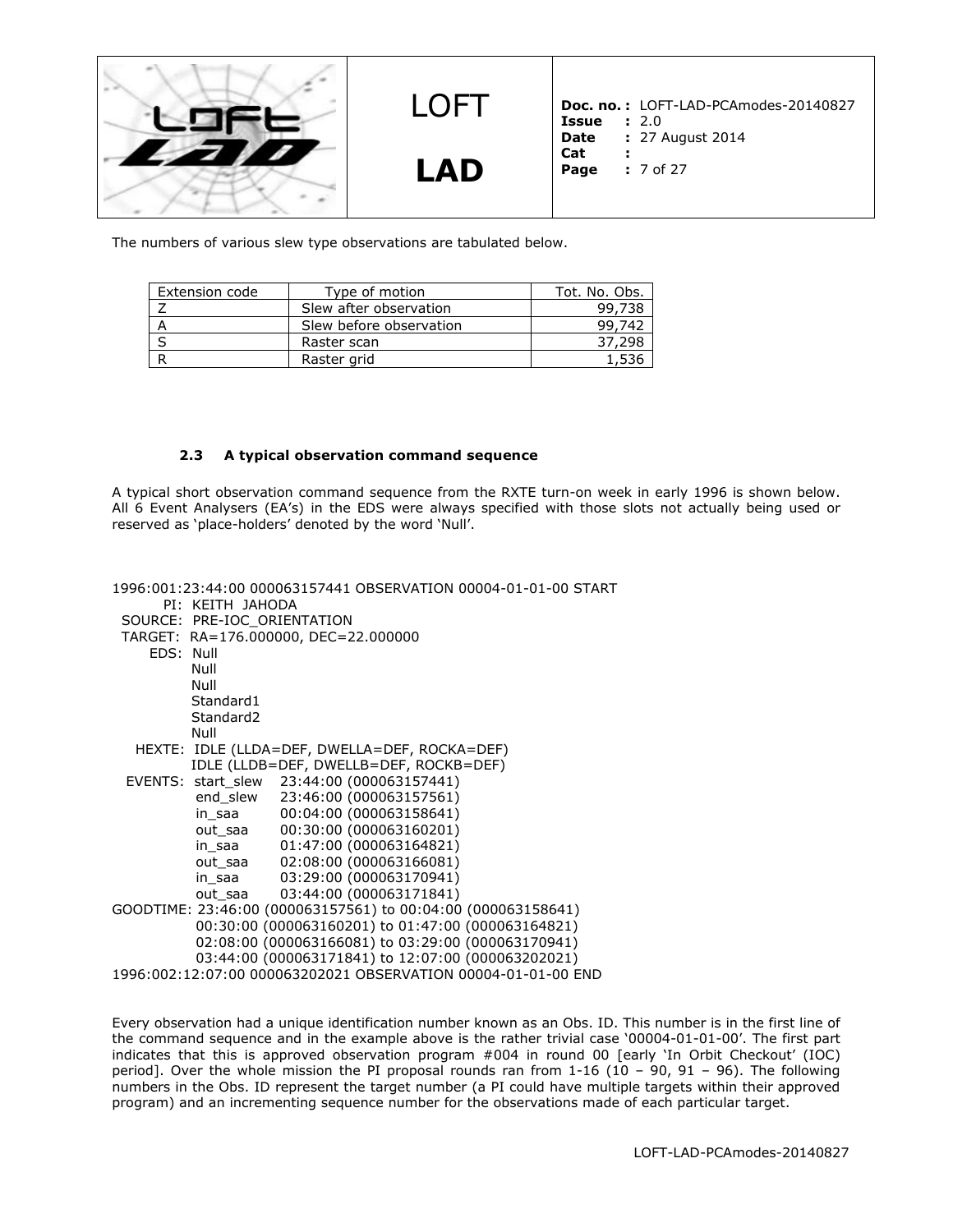The numbers of various slew type observations are tabulated below.

| Extension code | Type of motion | Tot. No. Obs. |
| --- | --- | --- |
| Z | Slew after observation | 99,738 |
| A | Slew before observation | 99,742 |
| S | Raster scan | 37,298 |
| R | Raster grid | 1,536 |

### 2.3 A typical observation command sequence

A typical short observation command sequence from the RXTE turn-on week in early 1996 is shown below. All 6 Event Analysers (EA's) in the EDS were always specified with those slots not actually being used or reserved as 'place-holders' denoted by the word 'Null'.

```
1996:001:23:44:00 000063157441 OBSERVATION 00004-01-01-00 START
        PI:  KEITH  JAHODA
    SOURCE:  PRE-IOC_ORIENTATION
    TARGET:  RA=176.000000, DEC=22.000000
       EDS:  Null
             Null
             Null
             Standard1
             Standard2
             Null
     HEXTE:  IDLE (LLDA=DEF, DWELLA=DEF, ROCKA=DEF)
             IDLE (LLDB=DEF, DWELLB=DEF, ROCKB=DEF)
    EVENTS:  start_slew    23:44:00 (000063157441)
             end_slew      23:46:00 (000063157561)
             in_saa        00:04:00 (000063158641)
             out_saa       00:30:00 (000063160201)
             in_saa        01:47:00 (000063164821)
             out_saa       02:08:00 (000063166081)
             in_saa        03:29:00 (000063170941)
             out_saa       03:44:00 (000063171841)
GOODTIME: 23:46:00 (000063157561) to 00:04:00 (000063158641)
          00:30:00 (000063160201) to 01:47:00 (000063164821)
          02:08:00 (000063166081) to 03:29:00 (000063170941)
          03:44:00 (000063171841) to 12:07:00 (000063202021)
1996:002:12:07:00 000063202021 OBSERVATION 00004-01-01-00 END
```

Every observation had a unique identification number known as an Obs. ID. This number is in the first line of the command sequence and in the example above is the rather trivial case '00004-01-01-00'. The first part indicates that this is approved observation program #004 in round 00 [early 'In Orbit Checkout' (IOC) period]. Over the whole mission the PI proposal rounds ran from 1-16 (10 – 90, 91 – 96). The following numbers in the Obs. ID represent the target number (a PI could have multiple targets within their approved program) and an incrementing sequence number for the observations made of each particular target.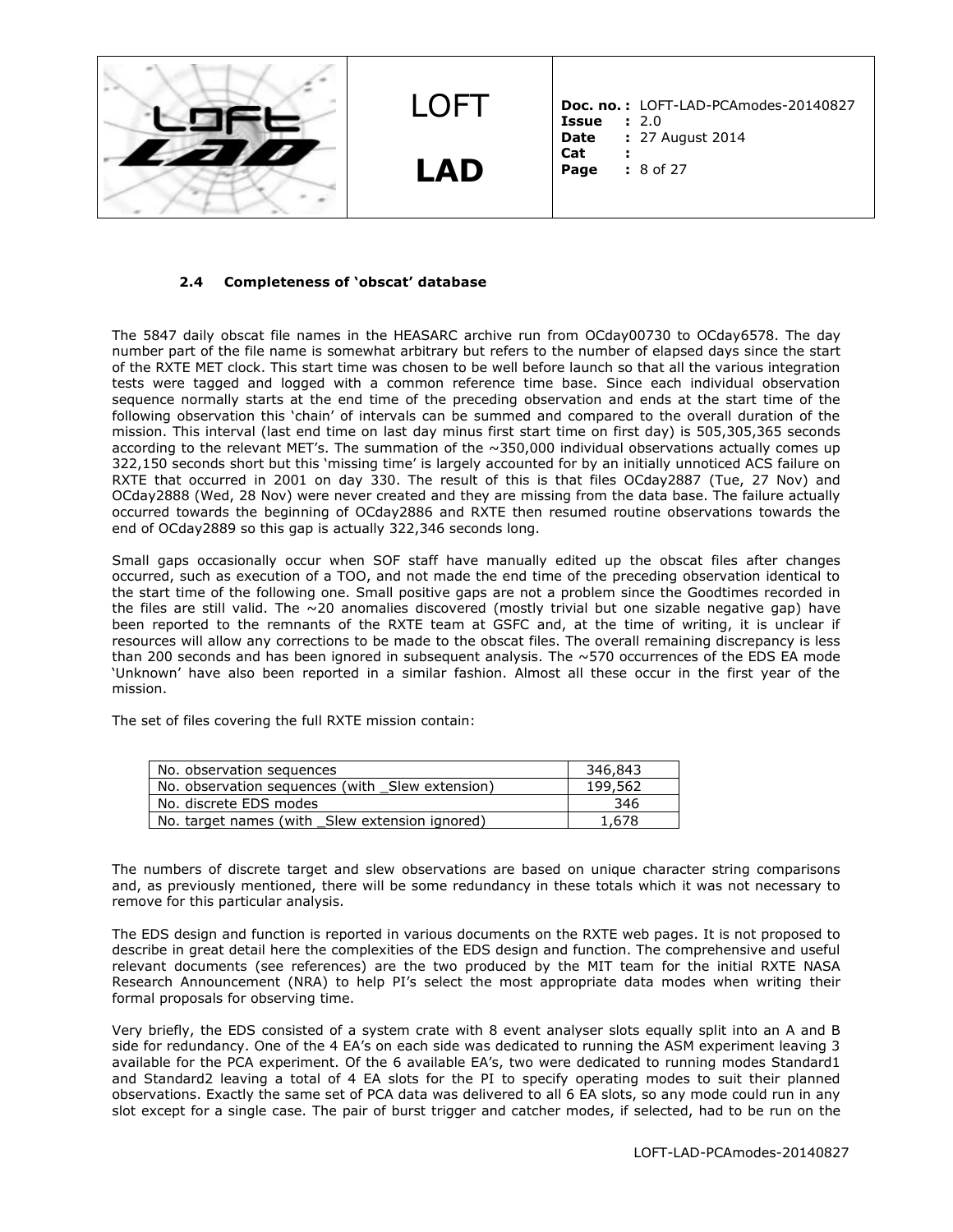### 2.4 Completeness of 'obscat' database

The 5847 daily obscat file names in the HEASARC archive run from OCday00730 to OCday6578. The day number part of the file name is somewhat arbitrary but refers to the number of elapsed days since the start of the RXTE MET clock. This start time was chosen to be well before launch so that all the various integration tests were tagged and logged with a common reference time base. Since each individual observation sequence normally starts at the end time of the preceding observation and ends at the start time of the following observation this 'chain' of intervals can be summed and compared to the overall duration of the mission. This interval (last end time on last day minus first start time on first day) is 505,305,365 seconds according to the relevant MET's. The summation of the ~350,000 individual observations actually comes up 322,150 seconds short but this 'missing time' is largely accounted for by an initially unnoticed ACS failure on RXTE that occurred in 2001 on day 330. The result of this is that files OCday2887 (Tue, 27 Nov) and OCday2888 (Wed, 28 Nov) were never created and they are missing from the data base. The failure actually occurred towards the beginning of OCday2886 and RXTE then resumed routine observations towards the end of OCday2889 so this gap is actually 322,346 seconds long.

Small gaps occasionally occur when SOF staff have manually edited up the obscat files after changes occurred, such as execution of a TOO, and not made the end time of the preceding observation identical to the start time of the following one. Small positive gaps are not a problem since the Goodtimes recorded in the files are still valid. The ~20 anomalies discovered (mostly trivial but one sizable negative gap) have been reported to the remnants of the RXTE team at GSFC and, at the time of writing, it is unclear if resources will allow any corrections to be made to the obscat files. The overall remaining discrepancy is less than 200 seconds and has been ignored in subsequent analysis. The ~570 occurrences of the EDS EA mode 'Unknown' have also been reported in a similar fashion. Almost all these occur in the first year of the mission.

The set of files covering the full RXTE mission contain:

| | |
|---|---|
| No. observation sequences | 346,843 |
| No. observation sequences (with _Slew extension) | 199,562 |
| No. discrete EDS modes | 346 |
| No. target names (with _Slew extension ignored) | 1,678 |

The numbers of discrete target and slew observations are based on unique character string comparisons and, as previously mentioned, there will be some redundancy in these totals which it was not necessary to remove for this particular analysis.

The EDS design and function is reported in various documents on the RXTE web pages. It is not proposed to describe in great detail here the complexities of the EDS design and function. The comprehensive and useful relevant documents (see references) are the two produced by the MIT team for the initial RXTE NASA Research Announcement (NRA) to help PI's select the most appropriate data modes when writing their formal proposals for observing time.

Very briefly, the EDS consisted of a system crate with 8 event analyser slots equally split into an A and B side for redundancy. One of the 4 EA's on each side was dedicated to running the ASM experiment leaving 3 available for the PCA experiment. Of the 6 available EA's, two were dedicated to running modes Standard1 and Standard2 leaving a total of 4 EA slots for the PI to specify operating modes to suit their planned observations. Exactly the same set of PCA data was delivered to all 6 EA slots, so any mode could run in any slot except for a single case. The pair of burst trigger and catcher modes, if selected, had to be run on the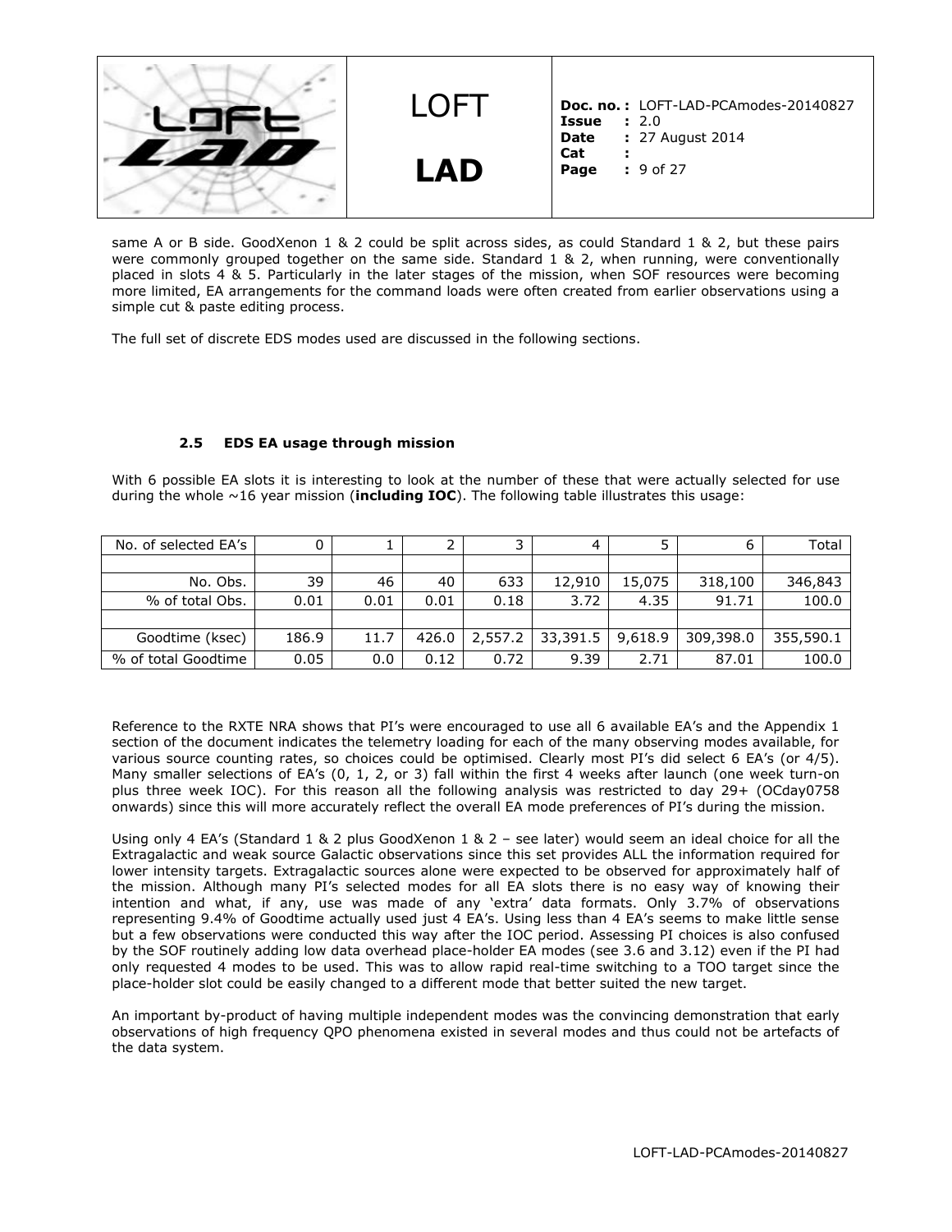same A or B side. GoodXenon 1 & 2 could be split across sides, as could Standard 1 & 2, but these pairs were commonly grouped together on the same side. Standard 1 & 2, when running, were conventionally placed in slots 4 & 5. Particularly in the later stages of the mission, when SOF resources were becoming more limited, EA arrangements for the command loads were often created from earlier observations using a simple cut & paste editing process.

The full set of discrete EDS modes used are discussed in the following sections.

### 2.5 EDS EA usage through mission

With 6 possible EA slots it is interesting to look at the number of these that were actually selected for use during the whole ~16 year mission (**including IOC**). The following table illustrates this usage:

| No. of selected EA's | 0 | 1 | 2 | 3 | 4 | 5 | 6 | Total |
|---|---|---|---|---|---|---|---|---|
| | | | | | | | | |
| No. Obs. | 39 | 46 | 40 | 633 | 12,910 | 15,075 | 318,100 | 346,843 |
| % of total Obs. | 0.01 | 0.01 | 0.01 | 0.18 | 3.72 | 4.35 | 91.71 | 100.0 |
| | | | | | | | | |
| Goodtime (ksec) | 186.9 | 11.7 | 426.0 | 2,557.2 | 33,391.5 | 9,618.9 | 309,398.0 | 355,590.1 |
| % of total Goodtime | 0.05 | 0.0 | 0.12 | 0.72 | 9.39 | 2.71 | 87.01 | 100.0 |

Reference to the RXTE NRA shows that PI's were encouraged to use all 6 available EA's and the Appendix 1 section of the document indicates the telemetry loading for each of the many observing modes available, for various source counting rates, so choices could be optimised. Clearly most PI's did select 6 EA's (or 4/5). Many smaller selections of EA's (0, 1, 2, or 3) fall within the first 4 weeks after launch (one week turn-on plus three week IOC). For this reason all the following analysis was restricted to day 29+ (OCday0758 onwards) since this will more accurately reflect the overall EA mode preferences of PI's during the mission.

Using only 4 EA's (Standard 1 & 2 plus GoodXenon 1 & 2 – see later) would seem an ideal choice for all the Extragalactic and weak source Galactic observations since this set provides ALL the information required for lower intensity targets. Extragalactic sources alone were expected to be observed for approximately half of the mission. Although many PI's selected modes for all EA slots there is no easy way of knowing their intention and what, if any, use was made of any 'extra' data formats. Only 3.7% of observations representing 9.4% of Goodtime actually used just 4 EA's. Using less than 4 EA's seems to make little sense but a few observations were conducted this way after the IOC period. Assessing PI choices is also confused by the SOF routinely adding low data overhead place-holder EA modes (see 3.6 and 3.12) even if the PI had only requested 4 modes to be used. This was to allow rapid real-time switching to a TOO target since the place-holder slot could be easily changed to a different mode that better suited the new target.

An important by-product of having multiple independent modes was the convincing demonstration that early observations of high frequency QPO phenomena existed in several modes and thus could not be artefacts of the data system.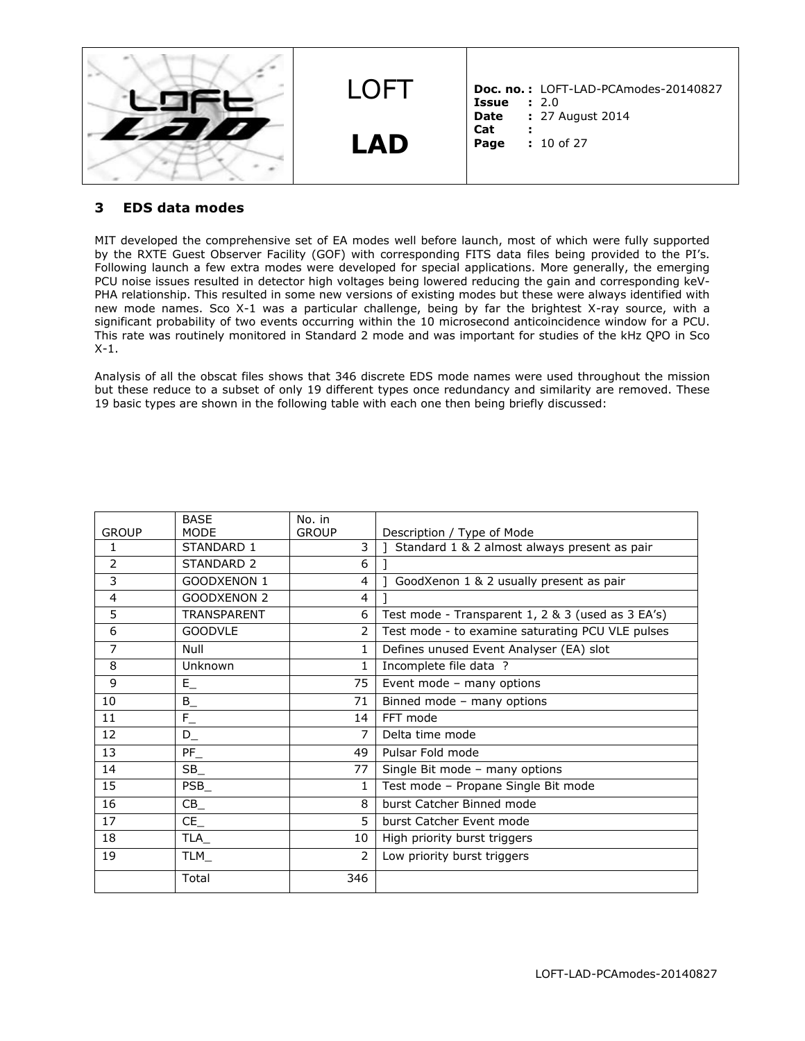## 3 EDS data modes

MIT developed the comprehensive set of EA modes well before launch, most of which were fully supported by the RXTE Guest Observer Facility (GOF) with corresponding FITS data files being provided to the PI's. Following launch a few extra modes were developed for special applications. More generally, the emerging PCU noise issues resulted in detector high voltages being lowered reducing the gain and corresponding keV-PHA relationship. This resulted in some new versions of existing modes but these were always identified with new mode names. Sco X-1 was a particular challenge, being by far the brightest X-ray source, with a significant probability of two events occurring within the 10 microsecond anticoincidence window for a PCU. This rate was routinely monitored in Standard 2 mode and was important for studies of the kHz QPO in Sco X-1.

Analysis of all the obscat files shows that 346 discrete EDS mode names were used throughout the mission but these reduce to a subset of only 19 different types once redundancy and similarity are removed. These 19 basic types are shown in the following table with each one then being briefly discussed:

| GROUP | BASE MODE | No. in GROUP | Description / Type of Mode |
|---|---|---|---|
| 1 | STANDARD 1 | 3 | ] Standard 1 & 2 almost always present as pair |
| 2 | STANDARD 2 | 6 | ] |
| 3 | GOODXENON 1 | 4 | ] GoodXenon 1 & 2 usually present as pair |
| 4 | GOODXENON 2 | 4 | ] |
| 5 | TRANSPARENT | 6 | Test mode - Transparent 1, 2 & 3 (used as 3 EA's) |
| 6 | GOODVLE | 2 | Test mode - to examine saturating PCU VLE pulses |
| 7 | Null | 1 | Defines unused Event Analyser (EA) slot |
| 8 | Unknown | 1 | Incomplete file data ? |
| 9 | E_ | 75 | Event mode – many options |
| 10 | B_ | 71 | Binned mode – many options |
| 11 | F_ | 14 | FFT mode |
| 12 | D_ | 7 | Delta time mode |
| 13 | PF_ | 49 | Pulsar Fold mode |
| 14 | SB_ | 77 | Single Bit mode – many options |
| 15 | PSB_ | 1 | Test mode – Propane Single Bit mode |
| 16 | CB_ | 8 | burst Catcher Binned mode |
| 17 | CE_ | 5 | burst Catcher Event mode |
| 18 | TLA_ | 10 | High priority burst triggers |
| 19 | TLM_ | 2 | Low priority burst triggers |
| | Total | 346 | |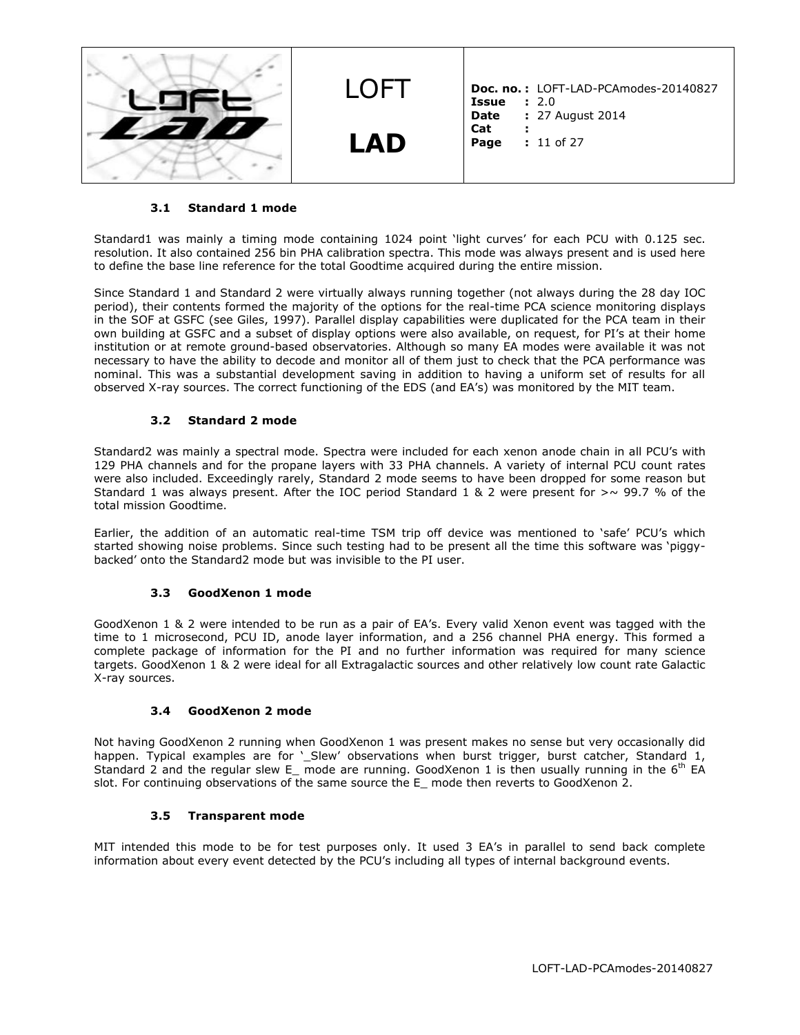### 3.1 Standard 1 mode

Standard1 was mainly a timing mode containing 1024 point 'light curves' for each PCU with 0.125 sec. resolution. It also contained 256 bin PHA calibration spectra. This mode was always present and is used here to define the base line reference for the total Goodtime acquired during the entire mission.

Since Standard 1 and Standard 2 were virtually always running together (not always during the 28 day IOC period), their contents formed the majority of the options for the real-time PCA science monitoring displays in the SOF at GSFC (see Giles, 1997). Parallel display capabilities were duplicated for the PCA team in their own building at GSFC and a subset of display options were also available, on request, for PI's at their home institution or at remote ground-based observatories. Although so many EA modes were available it was not necessary to have the ability to decode and monitor all of them just to check that the PCA performance was nominal. This was a substantial development saving in addition to having a uniform set of results for all observed X-ray sources. The correct functioning of the EDS (and EA's) was monitored by the MIT team.

### 3.2 Standard 2 mode

Standard2 was mainly a spectral mode. Spectra were included for each xenon anode chain in all PCU's with 129 PHA channels and for the propane layers with 33 PHA channels. A variety of internal PCU count rates were also included. Exceedingly rarely, Standard 2 mode seems to have been dropped for some reason but Standard 1 was always present. After the IOC period Standard 1 & 2 were present for >~ 99.7 % of the total mission Goodtime.

Earlier, the addition of an automatic real-time TSM trip off device was mentioned to 'safe' PCU's which started showing noise problems. Since such testing had to be present all the time this software was 'piggy-backed' onto the Standard2 mode but was invisible to the PI user.

### 3.3 GoodXenon 1 mode

GoodXenon 1 & 2 were intended to be run as a pair of EA's. Every valid Xenon event was tagged with the time to 1 microsecond, PCU ID, anode layer information, and a 256 channel PHA energy. This formed a complete package of information for the PI and no further information was required for many science targets. GoodXenon 1 & 2 were ideal for all Extragalactic sources and other relatively low count rate Galactic X-ray sources.

### 3.4 GoodXenon 2 mode

Not having GoodXenon 2 running when GoodXenon 1 was present makes no sense but very occasionally did happen. Typical examples are for '_Slew' observations when burst trigger, burst catcher, Standard 1, Standard 2 and the regular slew E_ mode are running. GoodXenon 1 is then usually running in the 6th EA slot. For continuing observations of the same source the E_ mode then reverts to GoodXenon 2.

### 3.5 Transparent mode

MIT intended this mode to be for test purposes only. It used 3 EA's in parallel to send back complete information about every event detected by the PCU's including all types of internal background events.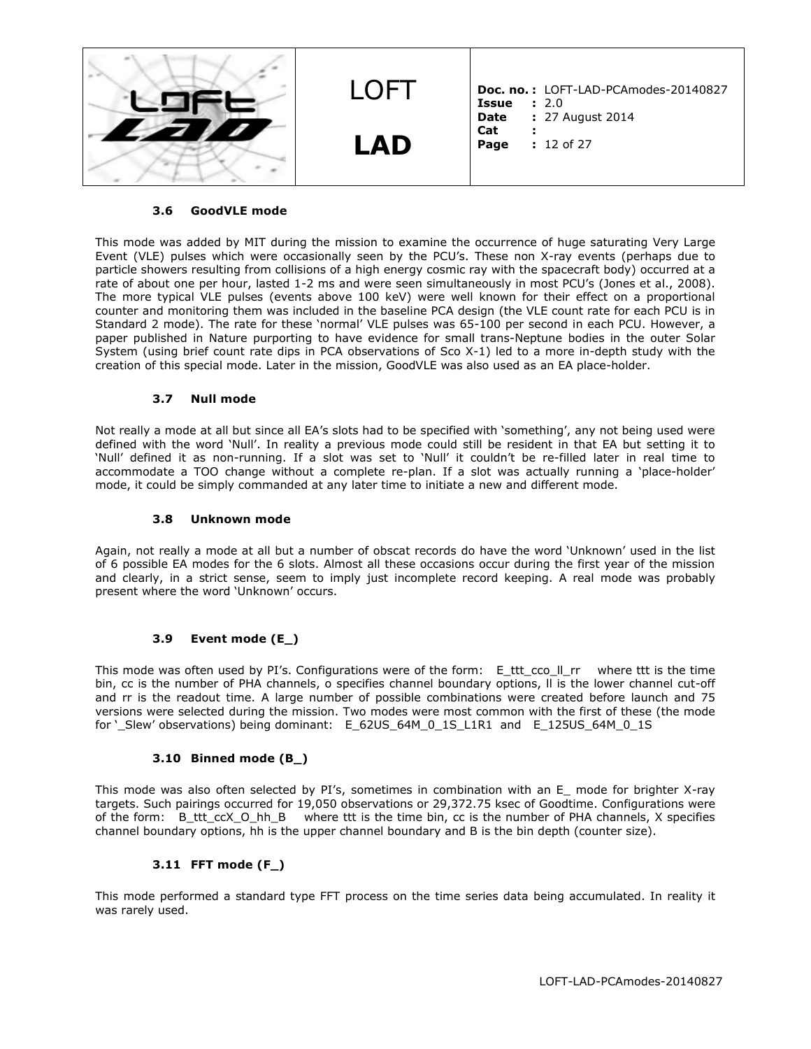### 3.6 GoodVLE mode

This mode was added by MIT during the mission to examine the occurrence of huge saturating Very Large Event (VLE) pulses which were occasionally seen by the PCU's. These non X-ray events (perhaps due to particle showers resulting from collisions of a high energy cosmic ray with the spacecraft body) occurred at a rate of about one per hour, lasted 1-2 ms and were seen simultaneously in most PCU's (Jones et al., 2008). The more typical VLE pulses (events above 100 keV) were well known for their effect on a proportional counter and monitoring them was included in the baseline PCA design (the VLE count rate for each PCU is in Standard 2 mode). The rate for these 'normal' VLE pulses was 65-100 per second in each PCU. However, a paper published in Nature purporting to have evidence for small trans-Neptune bodies in the outer Solar System (using brief count rate dips in PCA observations of Sco X-1) led to a more in-depth study with the creation of this special mode. Later in the mission, GoodVLE was also used as an EA place-holder.

### 3.7 Null mode

Not really a mode at all but since all EA's slots had to be specified with 'something', any not being used were defined with the word 'Null'. In reality a previous mode could still be resident in that EA but setting it to 'Null' defined it as non-running. If a slot was set to 'Null' it couldn't be re-filled later in real time to accommodate a TOO change without a complete re-plan. If a slot was actually running a 'place-holder' mode, it could be simply commanded at any later time to initiate a new and different mode.

### 3.8 Unknown mode

Again, not really a mode at all but a number of obscat records do have the word 'Unknown' used in the list of 6 possible EA modes for the 6 slots. Almost all these occasions occur during the first year of the mission and clearly, in a strict sense, seem to imply just incomplete record keeping. A real mode was probably present where the word 'Unknown' occurs.

### 3.9 Event mode (E_)

This mode was often used by PI's. Configurations were of the form: E_ttt_cco_ll_rr where ttt is the time bin, cc is the number of PHA channels, o specifies channel boundary options, ll is the lower channel cut-off and rr is the readout time. A large number of possible combinations were created before launch and 75 versions were selected during the mission. Two modes were most common with the first of these (the mode for '_Slew' observations) being dominant: E_62US_64M_0_1S_L1R1 and E_125US_64M_0_1S

### 3.10 Binned mode (B_)

This mode was also often selected by PI's, sometimes in combination with an E_ mode for brighter X-ray targets. Such pairings occurred for 19,050 observations or 29,372.75 ksec of Goodtime. Configurations were of the form: B_ttt_ccX_O_hh_B where ttt is the time bin, cc is the number of PHA channels, X specifies channel boundary options, hh is the upper channel boundary and B is the bin depth (counter size).

### 3.11 FFT mode (F_)

This mode performed a standard type FFT process on the time series data being accumulated. In reality it was rarely used.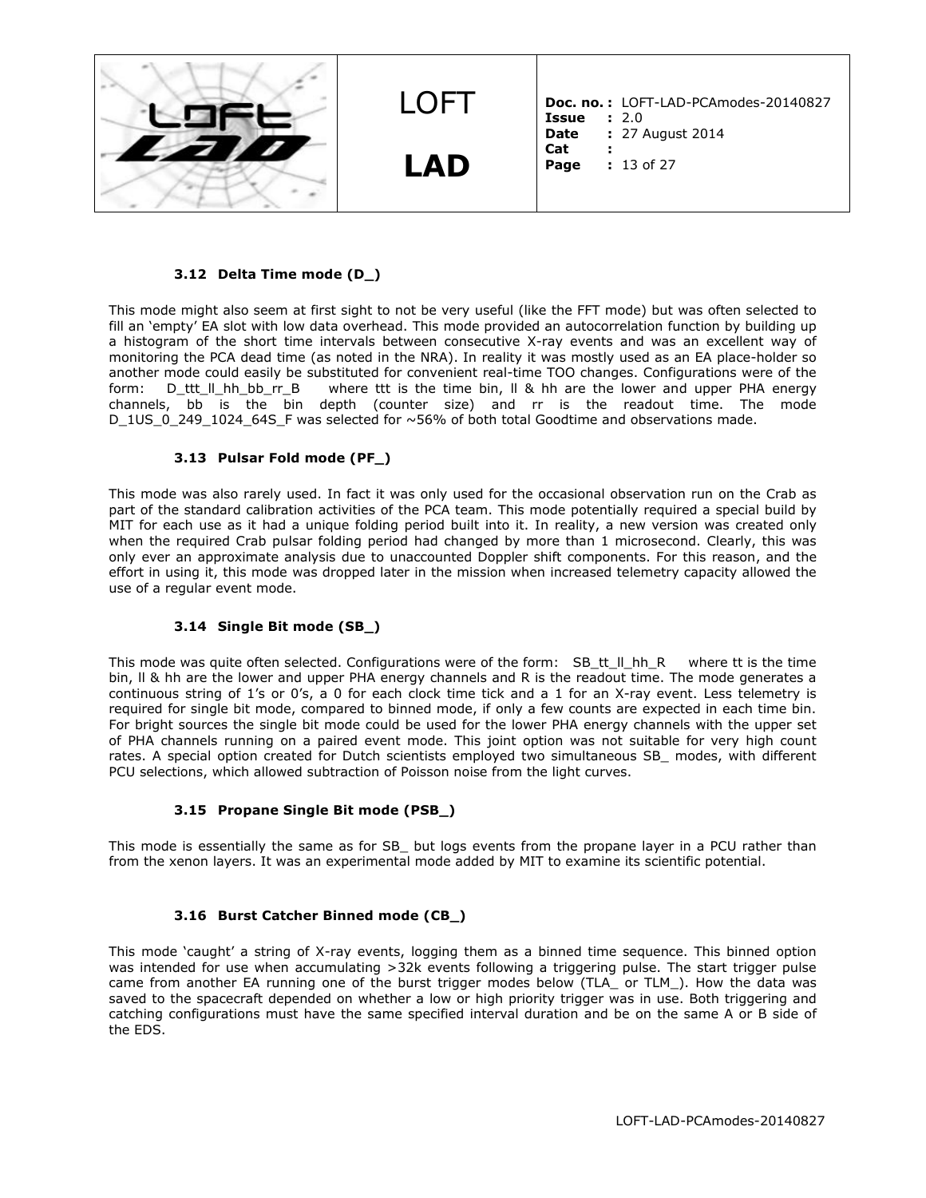### 3.12 Delta Time mode (D_)

This mode might also seem at first sight to not be very useful (like the FFT mode) but was often selected to fill an 'empty' EA slot with low data overhead. This mode provided an autocorrelation function by building up a histogram of the short time intervals between consecutive X-ray events and was an excellent way of monitoring the PCA dead time (as noted in the NRA). In reality it was mostly used as an EA place-holder so another mode could easily be substituted for convenient real-time TOO changes. Configurations were of the form: D_ttt_ll_hh_bb_rr_B where ttt is the time bin, ll & hh are the lower and upper PHA energy channels, bb is the bin depth (counter size) and rr is the readout time. The mode D_1US_0_249_1024_64S_F was selected for ~56% of both total Goodtime and observations made.

### 3.13 Pulsar Fold mode (PF_)

This mode was also rarely used. In fact it was only used for the occasional observation run on the Crab as part of the standard calibration activities of the PCA team. This mode potentially required a special build by MIT for each use as it had a unique folding period built into it. In reality, a new version was created only when the required Crab pulsar folding period had changed by more than 1 microsecond. Clearly, this was only ever an approximate analysis due to unaccounted Doppler shift components. For this reason, and the effort in using it, this mode was dropped later in the mission when increased telemetry capacity allowed the use of a regular event mode.

### 3.14 Single Bit mode (SB_)

This mode was quite often selected. Configurations were of the form: SB_tt_ll_hh_R where tt is the time bin, ll & hh are the lower and upper PHA energy channels and R is the readout time. The mode generates a continuous string of 1's or 0's, a 0 for each clock time tick and a 1 for an X-ray event. Less telemetry is required for single bit mode, compared to binned mode, if only a few counts are expected in each time bin. For bright sources the single bit mode could be used for the lower PHA energy channels with the upper set of PHA channels running on a paired event mode. This joint option was not suitable for very high count rates. A special option created for Dutch scientists employed two simultaneous SB_ modes, with different PCU selections, which allowed subtraction of Poisson noise from the light curves.

### 3.15 Propane Single Bit mode (PSB_)

This mode is essentially the same as for SB_ but logs events from the propane layer in a PCU rather than from the xenon layers. It was an experimental mode added by MIT to examine its scientific potential.

### 3.16 Burst Catcher Binned mode (CB_)

This mode 'caught' a string of X-ray events, logging them as a binned time sequence. This binned option was intended for use when accumulating >32k events following a triggering pulse. The start trigger pulse came from another EA running one of the burst trigger modes below (TLA_ or TLM_). How the data was saved to the spacecraft depended on whether a low or high priority trigger was in use. Both triggering and catching configurations must have the same specified interval duration and be on the same A or B side of the EDS.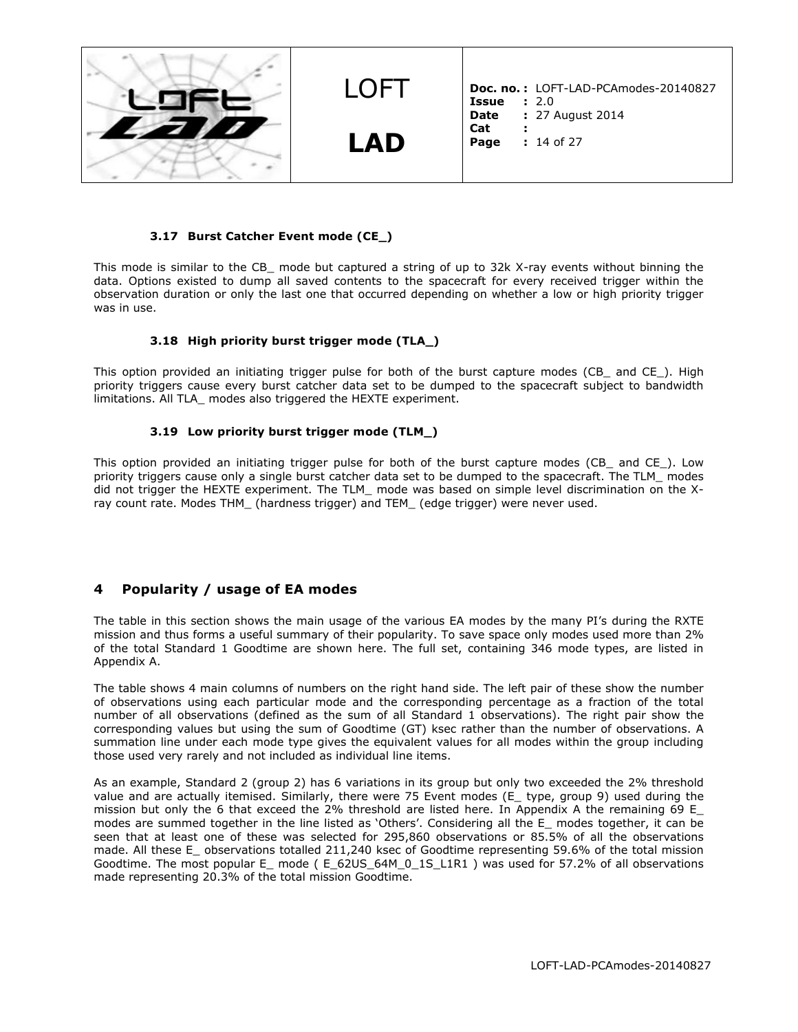### 3.17 Burst Catcher Event mode (CE_)

This mode is similar to the CB_ mode but captured a string of up to 32k X-ray events without binning the data. Options existed to dump all saved contents to the spacecraft for every received trigger within the observation duration or only the last one that occurred depending on whether a low or high priority trigger was in use.

### 3.18 High priority burst trigger mode (TLA_)

This option provided an initiating trigger pulse for both of the burst capture modes (CB_ and CE_). High priority triggers cause every burst catcher data set to be dumped to the spacecraft subject to bandwidth limitations. All TLA_ modes also triggered the HEXTE experiment.

### 3.19 Low priority burst trigger mode (TLM_)

This option provided an initiating trigger pulse for both of the burst capture modes (CB_ and CE_). Low priority triggers cause only a single burst catcher data set to be dumped to the spacecraft. The TLM_ modes did not trigger the HEXTE experiment. The TLM_ mode was based on simple level discrimination on the X-ray count rate. Modes THM_ (hardness trigger) and TEM_ (edge trigger) were never used.

## 4 Popularity / usage of EA modes

The table in this section shows the main usage of the various EA modes by the many PI's during the RXTE mission and thus forms a useful summary of their popularity. To save space only modes used more than 2% of the total Standard 1 Goodtime are shown here. The full set, containing 346 mode types, are listed in Appendix A.

The table shows 4 main columns of numbers on the right hand side. The left pair of these show the number of observations using each particular mode and the corresponding percentage as a fraction of the total number of all observations (defined as the sum of all Standard 1 observations). The right pair show the corresponding values but using the sum of Goodtime (GT) ksec rather than the number of observations. A summation line under each mode type gives the equivalent values for all modes within the group including those used very rarely and not included as individual line items.

As an example, Standard 2 (group 2) has 6 variations in its group but only two exceeded the 2% threshold value and are actually itemised. Similarly, there were 75 Event modes (E_ type, group 9) used during the mission but only the 6 that exceed the 2% threshold are listed here. In Appendix A the remaining 69 E_ modes are summed together in the line listed as 'Others'. Considering all the E_ modes together, it can be seen that at least one of these was selected for 295,860 observations or 85.5% of all the observations made. All these E_ observations totalled 211,240 ksec of Goodtime representing 59.6% of the total mission Goodtime. The most popular E_ mode ( E_62US_64M_0_1S_L1R1 ) was used for 57.2% of all observations made representing 20.3% of the total mission Goodtime.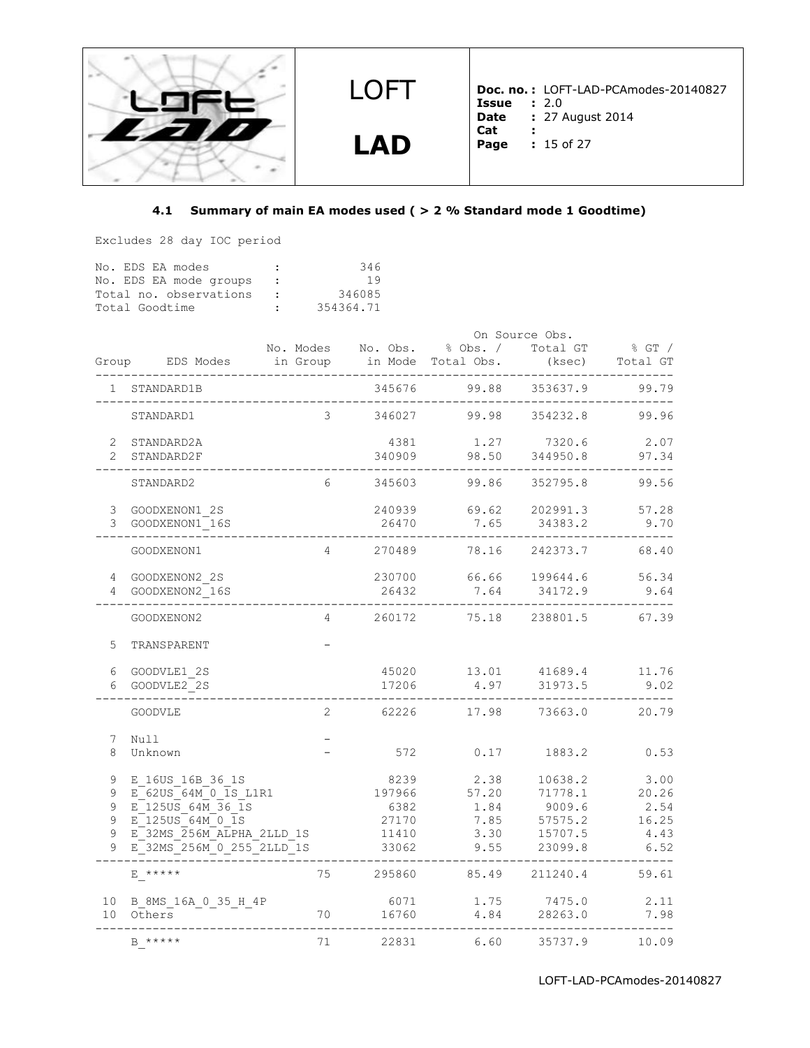### 4.1 Summary of main EA modes used ( > 2 % Standard mode 1 Goodtime)

Excludes 28 day IOC period

| | | |
|---|---|---|
| No. EDS EA modes | : | 346 |
| No. EDS EA mode groups | : | 19 |
| Total no. observations | : | 346085 |
| Total Goodtime | : | 354364.71 |

| Group | EDS Modes | No. Modes in Group | No. Obs. in Mode | On Source Obs. % Obs. / Total Obs. | Total GT (ksec) | % GT / Total GT |
|---|---|---|---|---|---|---|
| 1 | STANDARD1B | | 345676 | 99.88 | 353637.9 | 99.79 |
| | STANDARD1 | 3 | 346027 | 99.98 | 354232.8 | 99.96 |
| 2 | STANDARD2A | | 4381 | 1.27 | 7320.6 | 2.07 |
| 2 | STANDARD2F | | 340909 | 98.50 | 344950.8 | 97.34 |
| | STANDARD2 | 6 | 345603 | 99.86 | 352795.8 | 99.56 |
| 3 | GOODXENON1_2S | | 240939 | 69.62 | 202991.3 | 57.28 |
| 3 | GOODXENON1_16S | | 26470 | 7.65 | 34383.2 | 9.70 |
| | GOODXENON1 | 4 | 270489 | 78.16 | 242373.7 | 68.40 |
| 4 | GOODXENON2_2S | | 230700 | 66.66 | 199644.6 | 56.34 |
| 4 | GOODXENON2_16S | | 26432 | 7.64 | 34172.9 | 9.64 |
| | GOODXENON2 | 4 | 260172 | 75.18 | 238801.5 | 67.39 |
| 5 | TRANSPARENT | - | | | | |
| 6 | GOODVLE1_2S | | 45020 | 13.01 | 41689.4 | 11.76 |
| 6 | GOODVLE2_2S | | 17206 | 4.97 | 31973.5 | 9.02 |
| | GOODVLE | 2 | 62226 | 17.98 | 73663.0 | 20.79 |
| 7 | Null | - | | | | |
| 8 | Unknown | - | 572 | 0.17 | 1883.2 | 0.53 |
| 9 | E_16US_16B_36_1S | | 8239 | 2.38 | 10638.2 | 3.00 |
| 9 | E_62US_64M_0_1S_L1R1 | | 197966 | 57.20 | 71778.1 | 20.26 |
| 9 | E_125US_64M_36_1S | | 6382 | 1.84 | 9009.6 | 2.54 |
| 9 | E_125US_64M_0_1S | | 27170 | 7.85 | 57575.2 | 16.25 |
| 9 | E_32MS_256M_ALPHA_2LLD_1S | | 11410 | 3.30 | 15707.5 | 4.43 |
| 9 | E_32MS_256M_0_255_2LLD_1S | | 33062 | 9.55 | 23099.8 | 6.52 |
| | E_***** | 75 | 295860 | 85.49 | 211240.4 | 59.61 |
| 10 | B_8MS_16A_0_35_H_4P | | 6071 | 1.75 | 7475.0 | 2.11 |
| 10 | Others | 70 | 16760 | 4.84 | 28263.0 | 7.98 |
| | B_***** | 71 | 22831 | 6.60 | 35737.9 | 10.09 |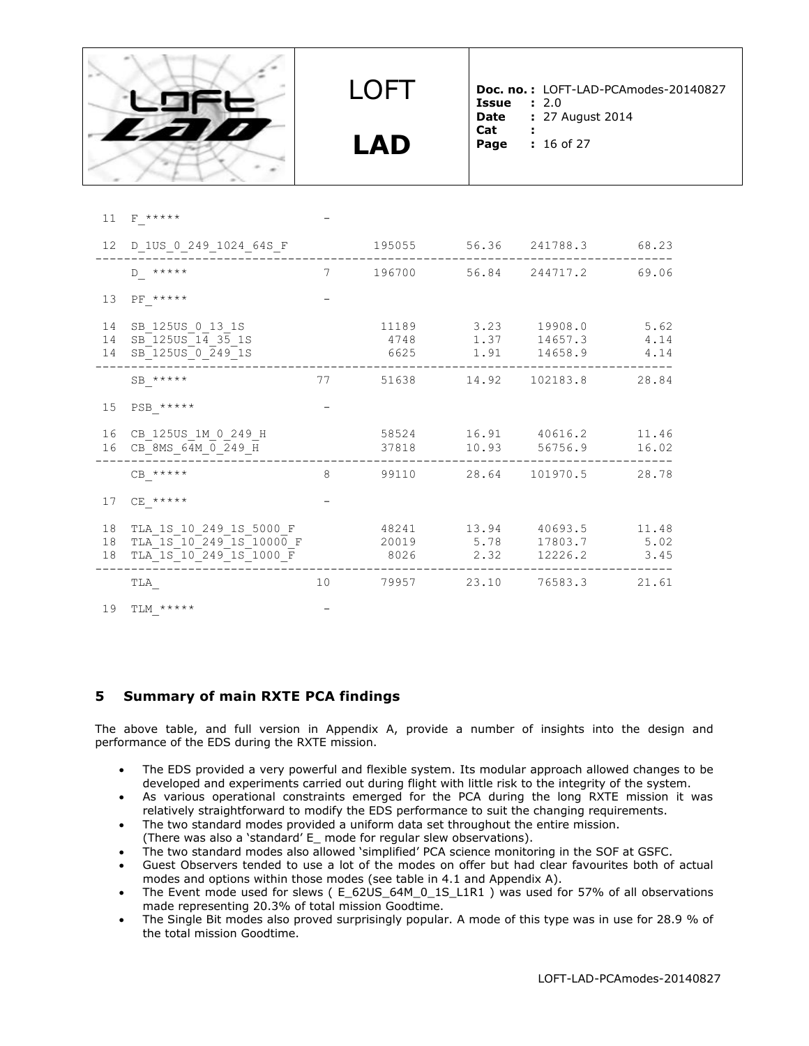| # | Mode | Count | Obs | % | Goodtime | % |
|---|---|---|---|---|---|---|
| 11 | F_***** | - | | | | |
| 12 | D_1US_0_249_1024_64S_F | | 195055 | 56.36 | 241788.3 | 68.23 |
| | D_ ***** | 7 | 196700 | 56.84 | 244717.2 | 69.06 |
| 13 | PF_***** | - | | | | |
| 14 | SB_125US_0_13_1S | | 11189 | 3.23 | 19908.0 | 5.62 |
| 14 | SB_125US_14_35_1S | | 4748 | 1.37 | 14657.3 | 4.14 |
| 14 | SB_125US_0_249_1S | | 6625 | 1.91 | 14658.9 | 4.14 |
| | SB_***** | 77 | 51638 | 14.92 | 102183.8 | 28.84 |
| 15 | PSB_***** | - | | | | |
| 16 | CB_125US_1M_0_249_H | | 58524 | 16.91 | 40616.2 | 11.46 |
| 16 | CB_8MS_64M_0_249_H | | 37818 | 10.93 | 56756.9 | 16.02 |
| | CB_***** | 8 | 99110 | 28.64 | 101970.5 | 28.78 |
| 17 | CE_***** | - | | | | |
| 18 | TLA_1S_10_249_1S_5000_F | | 48241 | 13.94 | 40693.5 | 11.48 |
| 18 | TLA_1S_10_249_1S_10000_F | | 20019 | 5.78 | 17803.7 | 5.02 |
| 18 | TLA_1S_10_249_1S_1000_F | | 8026 | 2.32 | 12226.2 | 3.45 |
| | TLA_ | 10 | 79957 | 23.10 | 76583.3 | 21.61 |
| 19 | TLM_***** | - | | | | |

## 5 Summary of main RXTE PCA findings

The above table, and full version in Appendix A, provide a number of insights into the design and performance of the EDS during the RXTE mission.

- The EDS provided a very powerful and flexible system. Its modular approach allowed changes to be developed and experiments carried out during flight with little risk to the integrity of the system.
- As various operational constraints emerged for the PCA during the long RXTE mission it was relatively straightforward to modify the EDS performance to suit the changing requirements.
- The two standard modes provided a uniform data set throughout the entire mission. (There was also a 'standard' E_ mode for regular slew observations).
- The two standard modes also allowed 'simplified' PCA science monitoring in the SOF at GSFC.
- Guest Observers tended to use a lot of the modes on offer but had clear favourites both of actual modes and options within those modes (see table in 4.1 and Appendix A).
- The Event mode used for slews ( E_62US_64M_0_1S_L1R1 ) was used for 57% of all observations made representing 20.3% of total mission Goodtime.
- The Single Bit modes also proved surprisingly popular. A mode of this type was in use for 28.9 % of the total mission Goodtime.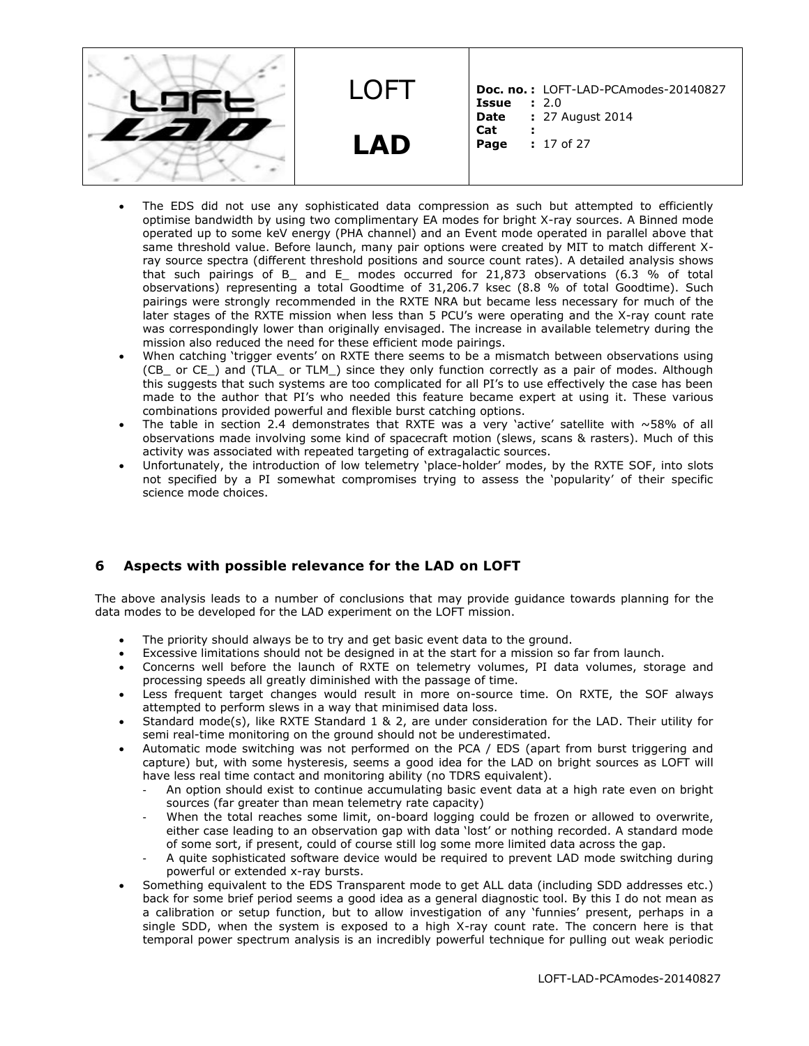- The EDS did not use any sophisticated data compression as such but attempted to efficiently optimise bandwidth by using two complimentary EA modes for bright X-ray sources. A Binned mode operated up to some keV energy (PHA channel) and an Event mode operated in parallel above that same threshold value. Before launch, many pair options were created by MIT to match different X-ray source spectra (different threshold positions and source count rates). A detailed analysis shows that such pairings of B_ and E_ modes occurred for 21,873 observations (6.3 % of total observations) representing a total Goodtime of 31,206.7 ksec (8.8 % of total Goodtime). Such pairings were strongly recommended in the RXTE NRA but became less necessary for much of the later stages of the RXTE mission when less than 5 PCU's were operating and the X-ray count rate was correspondingly lower than originally envisaged. The increase in available telemetry during the mission also reduced the need for these efficient mode pairings.
- When catching 'trigger events' on RXTE there seems to be a mismatch between observations using (CB_ or CE_) and (TLA_ or TLM_) since they only function correctly as a pair of modes. Although this suggests that such systems are too complicated for all PI's to use effectively the case has been made to the author that PI's who needed this feature became expert at using it. These various combinations provided powerful and flexible burst catching options.
- The table in section 2.4 demonstrates that RXTE was a very 'active' satellite with ~58% of all observations made involving some kind of spacecraft motion (slews, scans & rasters). Much of this activity was associated with repeated targeting of extragalactic sources.
- Unfortunately, the introduction of low telemetry 'place-holder' modes, by the RXTE SOF, into slots not specified by a PI somewhat compromises trying to assess the 'popularity' of their specific science mode choices.

## 6 Aspects with possible relevance for the LAD on LOFT

The above analysis leads to a number of conclusions that may provide guidance towards planning for the data modes to be developed for the LAD experiment on the LOFT mission.

- The priority should always be to try and get basic event data to the ground.
- Excessive limitations should not be designed in at the start for a mission so far from launch.
- Concerns well before the launch of RXTE on telemetry volumes, PI data volumes, storage and processing speeds all greatly diminished with the passage of time.
- Less frequent target changes would result in more on-source time. On RXTE, the SOF always attempted to perform slews in a way that minimised data loss.
- Standard mode(s), like RXTE Standard 1 & 2, are under consideration for the LAD. Their utility for semi real-time monitoring on the ground should not be underestimated.
- Automatic mode switching was not performed on the PCA / EDS (apart from burst triggering and capture) but, with some hysteresis, seems a good idea for the LAD on bright sources as LOFT will have less real time contact and monitoring ability (no TDRS equivalent).
  - An option should exist to continue accumulating basic event data at a high rate even on bright sources (far greater than mean telemetry rate capacity)
  - When the total reaches some limit, on-board logging could be frozen or allowed to overwrite, either case leading to an observation gap with data 'lost' or nothing recorded. A standard mode of some sort, if present, could of course still log some more limited data across the gap.
  - A quite sophisticated software device would be required to prevent LAD mode switching during powerful or extended x-ray bursts.
- Something equivalent to the EDS Transparent mode to get ALL data (including SDD addresses etc.) back for some brief period seems a good idea as a general diagnostic tool. By this I do not mean as a calibration or setup function, but to allow investigation of any 'funnies' present, perhaps in a single SDD, when the system is exposed to a high X-ray count rate. The concern here is that temporal power spectrum analysis is an incredibly powerful technique for pulling out weak periodic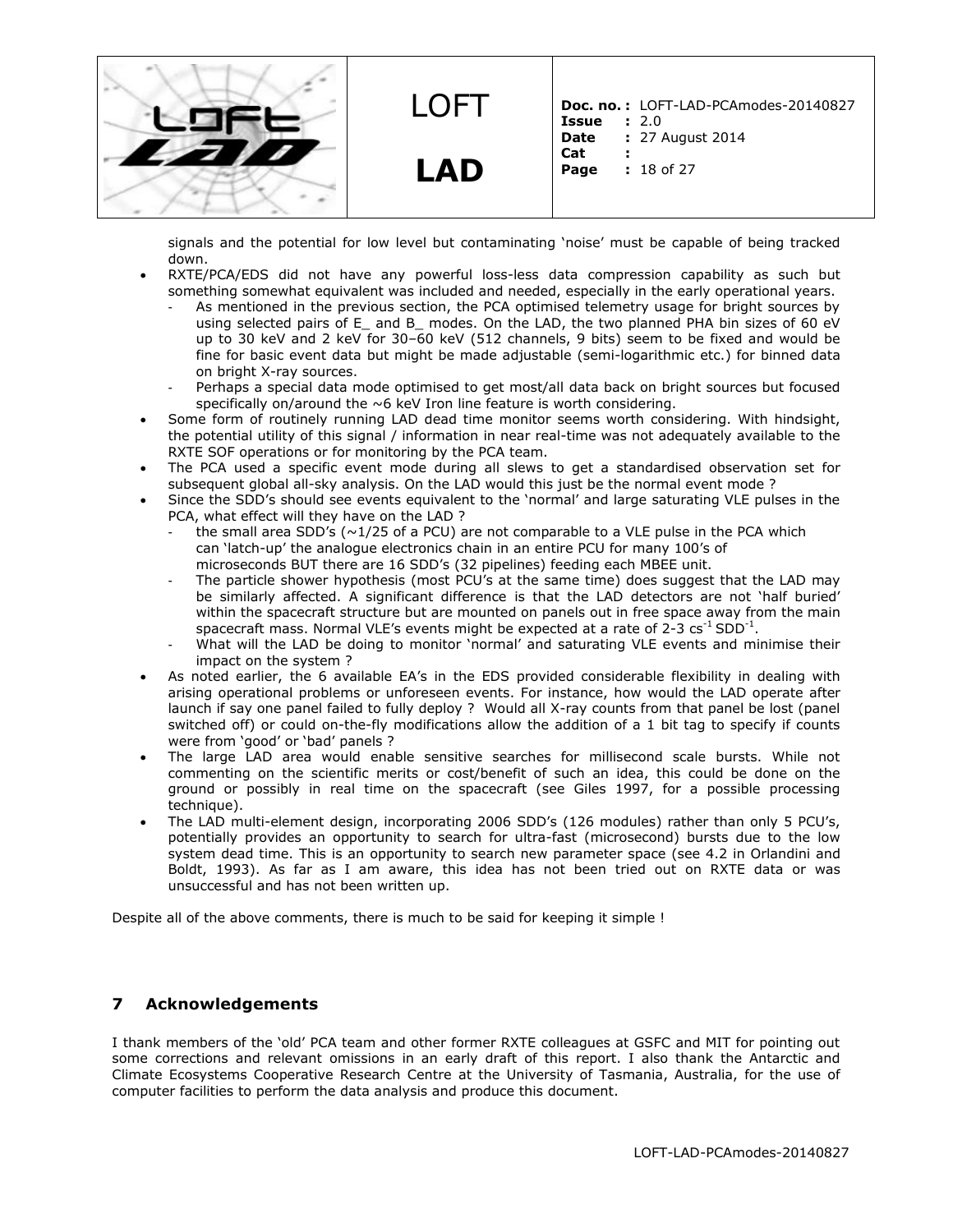signals and the potential for low level but contaminating 'noise' must be capable of being tracked down.

- RXTE/PCA/EDS did not have any powerful loss-less data compression capability as such but something somewhat equivalent was included and needed, especially in the early operational years.
  - As mentioned in the previous section, the PCA optimised telemetry usage for bright sources by using selected pairs of E_ and B_ modes. On the LAD, the two planned PHA bin sizes of 60 eV up to 30 keV and 2 keV for 30–60 keV (512 channels, 9 bits) seem to be fixed and would be fine for basic event data but might be made adjustable (semi-logarithmic etc.) for binned data on bright X-ray sources.
  - Perhaps a special data mode optimised to get most/all data back on bright sources but focused specifically on/around the ~6 keV Iron line feature is worth considering.
- Some form of routinely running LAD dead time monitor seems worth considering. With hindsight, the potential utility of this signal / information in near real-time was not adequately available to the RXTE SOF operations or for monitoring by the PCA team.
- The PCA used a specific event mode during all slews to get a standardised observation set for subsequent global all-sky analysis. On the LAD would this just be the normal event mode ?
- Since the SDD's should see events equivalent to the 'normal' and large saturating VLE pulses in the PCA, what effect will they have on the LAD ?
  - the small area SDD's (~1/25 of a PCU) are not comparable to a VLE pulse in the PCA which can 'latch-up' the analogue electronics chain in an entire PCU for many 100's of microseconds BUT there are 16 SDD's (32 pipelines) feeding each MBEE unit.
  - The particle shower hypothesis (most PCU's at the same time) does suggest that the LAD may be similarly affected. A significant difference is that the LAD detectors are not 'half buried' within the spacecraft structure but are mounted on panels out in free space away from the main spacecraft mass. Normal VLE's events might be expected at a rate of 2-3 $cs^{-1}$ $SDD^{-1}$.
  - What will the LAD be doing to monitor 'normal' and saturating VLE events and minimise their impact on the system ?
- As noted earlier, the 6 available EA's in the EDS provided considerable flexibility in dealing with arising operational problems or unforeseen events. For instance, how would the LAD operate after launch if say one panel failed to fully deploy ? Would all X-ray counts from that panel be lost (panel switched off) or could on-the-fly modifications allow the addition of a 1 bit tag to specify if counts were from 'good' or 'bad' panels ?
- The large LAD area would enable sensitive searches for millisecond scale bursts. While not commenting on the scientific merits or cost/benefit of such an idea, this could be done on the ground or possibly in real time on the spacecraft (see Giles 1997, for a possible processing technique).
- The LAD multi-element design, incorporating 2006 SDD's (126 modules) rather than only 5 PCU's, potentially provides an opportunity to search for ultra-fast (microsecond) bursts due to the low system dead time. This is an opportunity to search new parameter space (see 4.2 in Orlandini and Boldt, 1993). As far as I am aware, this idea has not been tried out on RXTE data or was unsuccessful and has not been written up.

Despite all of the above comments, there is much to be said for keeping it simple !

## 7 Acknowledgements

I thank members of the 'old' PCA team and other former RXTE colleagues at GSFC and MIT for pointing out some corrections and relevant omissions in an early draft of this report. I also thank the Antarctic and Climate Ecosystems Cooperative Research Centre at the University of Tasmania, Australia, for the use of computer facilities to perform the data analysis and produce this document.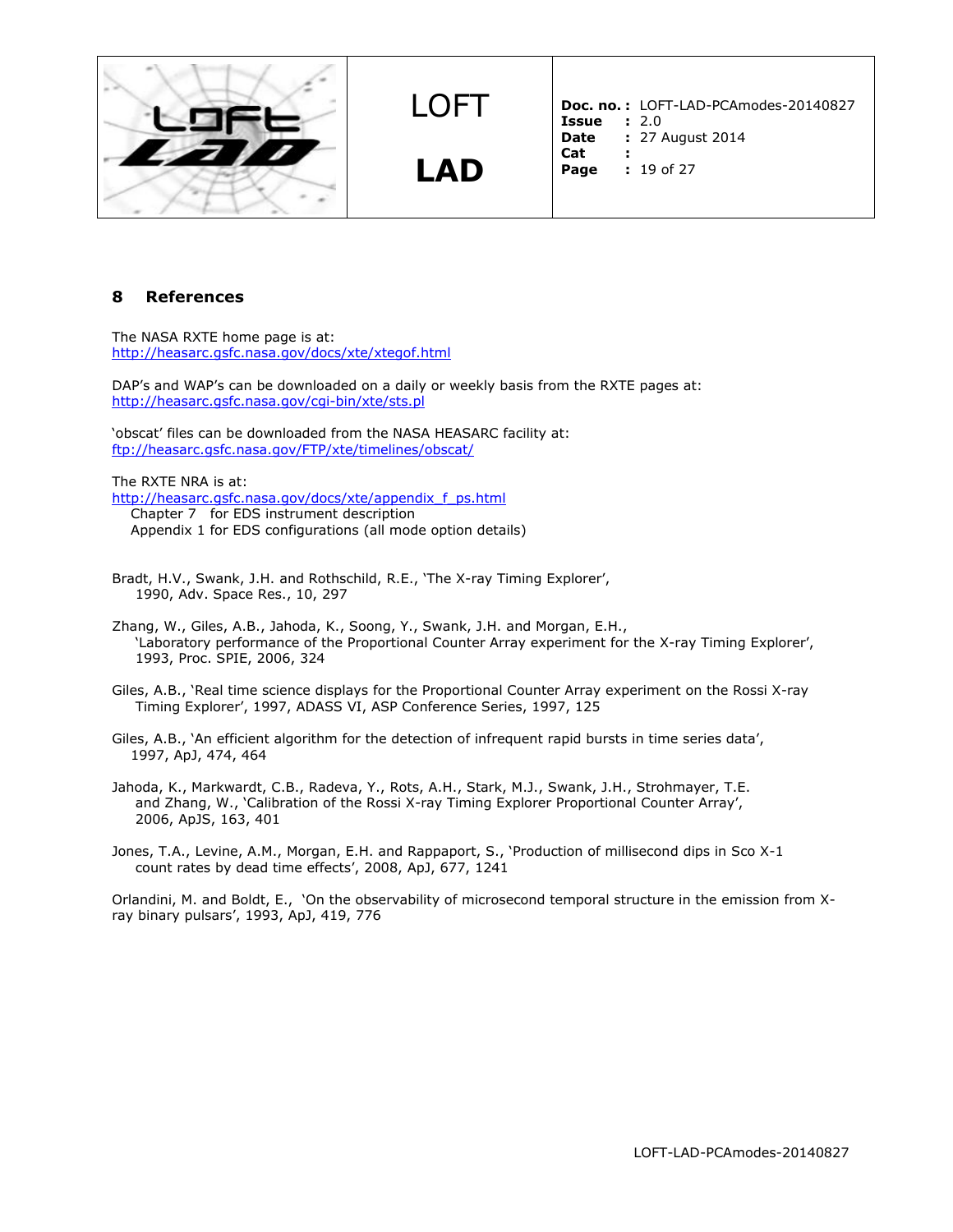## 8 References

The NASA RXTE home page is at:
http://heasarc.gsfc.nasa.gov/docs/xte/xtegof.html

DAP's and WAP's can be downloaded on a daily or weekly basis from the RXTE pages at:
http://heasarc.gsfc.nasa.gov/cgi-bin/xte/sts.pl

'obscat' files can be downloaded from the NASA HEASARC facility at:
ftp://heasarc.gsfc.nasa.gov/FTP/xte/timelines/obscat/

The RXTE NRA is at:
http://heasarc.gsfc.nasa.gov/docs/xte/appendix_f_ps.html
Chapter 7 for EDS instrument description
Appendix 1 for EDS configurations (all mode option details)

Bradt, H.V., Swank, J.H. and Rothschild, R.E., 'The X-ray Timing Explorer', 1990, Adv. Space Res., 10, 297

Zhang, W., Giles, A.B., Jahoda, K., Soong, Y., Swank, J.H. and Morgan, E.H., 'Laboratory performance of the Proportional Counter Array experiment for the X-ray Timing Explorer', 1993, Proc. SPIE, 2006, 324

Giles, A.B., 'Real time science displays for the Proportional Counter Array experiment on the Rossi X-ray Timing Explorer', 1997, ADASS VI, ASP Conference Series, 1997, 125

Giles, A.B., 'An efficient algorithm for the detection of infrequent rapid bursts in time series data', 1997, ApJ, 474, 464

Jahoda, K., Markwardt, C.B., Radeva, Y., Rots, A.H., Stark, M.J., Swank, J.H., Strohmayer, T.E. and Zhang, W., 'Calibration of the Rossi X-ray Timing Explorer Proportional Counter Array', 2006, ApJS, 163, 401

Jones, T.A., Levine, A.M., Morgan, E.H. and Rappaport, S., 'Production of millisecond dips in Sco X-1 count rates by dead time effects', 2008, ApJ, 677, 1241

Orlandini, M. and Boldt, E., 'On the observability of microsecond temporal structure in the emission from X-ray binary pulsars', 1993, ApJ, 419, 776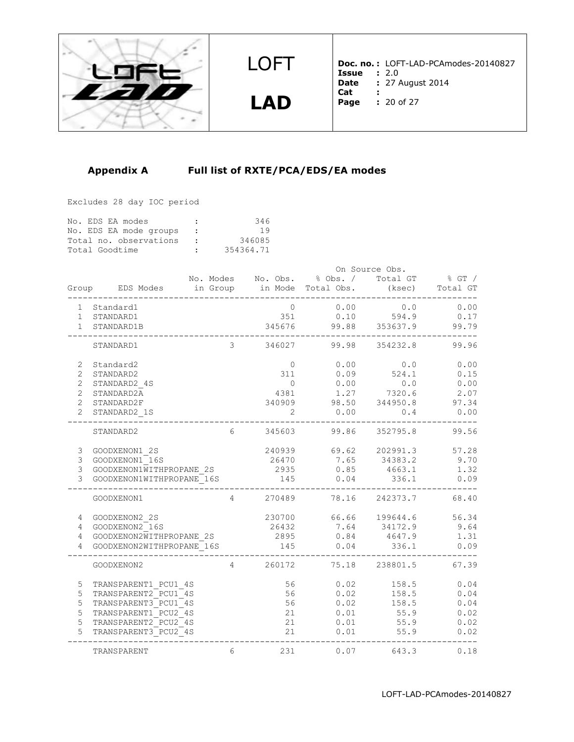## Appendix A Full list of RXTE/PCA/EDS/EA modes

Excludes 28 day IOC period

| | | |
|---|---|---|
| No. EDS EA modes | : | 346 |
| No. EDS EA mode groups | : | 19 |
| Total no. observations | : | 346085 |
| Total Goodtime | : | 354364.71 |

| | | | | On Source Obs. | | |
|---|---|---|---|---|---|---|
| Group | EDS Modes | No. Modes in Group | No. Obs. in Mode | % Obs. / Total Obs. | Total GT (ksec) | % GT / Total GT |
| 1 | Standard1 | | 0 | 0.00 | 0.0 | 0.00 |
| 1 | STANDARD1 | | 351 | 0.10 | 594.9 | 0.17 |
| 1 | STANDARD1B | | 345676 | 99.88 | 353637.9 | 99.79 |
| | STANDARD1 | 3 | 346027 | 99.98 | 354232.8 | 99.96 |
| 2 | Standard2 | | 0 | 0.00 | 0.0 | 0.00 |
| 2 | STANDARD2 | | 311 | 0.09 | 524.1 | 0.15 |
| 2 | STANDARD2_4S | | 0 | 0.00 | 0.0 | 0.00 |
| 2 | STANDARD2A | | 4381 | 1.27 | 7320.6 | 2.07 |
| 2 | STANDARD2F | | 340909 | 98.50 | 344950.8 | 97.34 |
| 2 | STANDARD2_1S | | 2 | 0.00 | 0.4 | 0.00 |
| | STANDARD2 | 6 | 345603 | 99.86 | 352795.8 | 99.56 |
| 3 | GOODXENON1_2S | | 240939 | 69.62 | 202991.3 | 57.28 |
| 3 | GOODXENON1_16S | | 26470 | 7.65 | 34383.2 | 9.70 |
| 3 | GOODXENON1WITHPROPANE_2S | | 2935 | 0.85 | 4663.1 | 1.32 |
| 3 | GOODXENON1WITHPROPANE_16S | | 145 | 0.04 | 336.1 | 0.09 |
| | GOODXENON1 | 4 | 270489 | 78.16 | 242373.7 | 68.40 |
| 4 | GOODXENON2_2S | | 230700 | 66.66 | 199644.6 | 56.34 |
| 4 | GOODXENON2_16S | | 26432 | 7.64 | 34172.9 | 9.64 |
| 4 | GOODXENON2WITHPROPANE_2S | | 2895 | 0.84 | 4647.9 | 1.31 |
| 4 | GOODXENON2WITHPROPANE_16S | | 145 | 0.04 | 336.1 | 0.09 |
| | GOODXENON2 | 4 | 260172 | 75.18 | 238801.5 | 67.39 |
| 5 | TRANSPARENT1_PCU1_4S | | 56 | 0.02 | 158.5 | 0.04 |
| 5 | TRANSPARENT2_PCU1_4S | | 56 | 0.02 | 158.5 | 0.04 |
| 5 | TRANSPARENT3_PCU1_4S | | 56 | 0.02 | 158.5 | 0.04 |
| 5 | TRANSPARENT1_PCU2_4S | | 21 | 0.01 | 55.9 | 0.02 |
| 5 | TRANSPARENT2_PCU2_4S | | 21 | 0.01 | 55.9 | 0.02 |
| 5 | TRANSPARENT3_PCU2_4S | | 21 | 0.01 | 55.9 | 0.02 |
| | TRANSPARENT | 6 | 231 | 0.07 | 643.3 | 0.18 |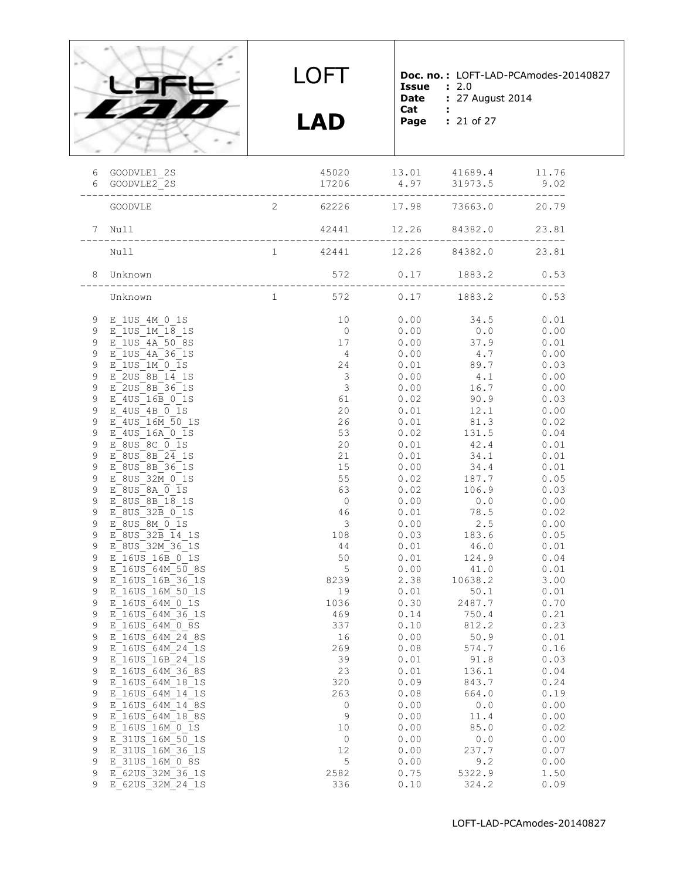```
 6  GOODVLE1_2S                   45020     13.01    41689.4     11.76
 6  GOODVLE2_2S                   17206      4.97    31973.5      9.02
-----------------------------------------------------------------------
    GOODVLE               2       62226     17.98    73663.0     20.79

 7  Null                          42441     12.26    84382.0     23.81
-----------------------------------------------------------------------
    Null                  1       42441     12.26    84382.0     23.81

 8  Unknown                         572      0.17     1883.2      0.53
-----------------------------------------------------------------------
    Unknown               1         572      0.17     1883.2      0.53

 9  E_1US_4M_0_1S                    10      0.00       34.5      0.01
 9  E_1US_1M_18_1S                    0      0.00        0.0      0.00
 9  E_1US_4A_50_8S                   17      0.00       37.9      0.01
 9  E_1US_4A_36_1S                    4      0.00        4.7      0.00
 9  E_1US_1M_0_1S                    24      0.01       89.7      0.03
 9  E_2US_8B_14_1S                    3      0.00        4.1      0.00
 9  E_2US_8B_36_1S                    3      0.00       16.7      0.00
 9  E_4US_16B_0_1S                   61      0.02       90.9      0.03
 9  E_4US_4B_0_1S                    20      0.01       12.1      0.00
 9  E_4US_16M_50_1S                  26      0.01       81.3      0.02
 9  E_4US_16A_0_1S                   53      0.02      131.5      0.04
 9  E_8US_8C_0_1S                    20      0.01       42.4      0.01
 9  E_8US_8B_24_1S                   21      0.01       34.1      0.01
 9  E_8US_8B_36_1S                   15      0.00       34.4      0.01
 9  E_8US_32M_0_1S                   55      0.02      187.7      0.05
 9  E_8US_8A_0_1S                    63      0.02      106.9      0.03
 9  E_8US_8B_18_1S                    0      0.00        0.0      0.00
 9  E_8US_32B_0_1S                   46      0.01       78.5      0.02
 9  E_8US_8M_0_1S                     3      0.00        2.5      0.00
 9  E_8US_32B_14_1S                 108      0.03      183.6      0.05
 9  E_8US_32M_36_1S                  44      0.01       46.0      0.01
 9  E_16US_16B_0_1S                  50      0.01      124.9      0.04
 9  E_16US_64M_50_8S                  5      0.00       41.0      0.01
 9  E_16US_16B_36_1S               8239      2.38    10638.2      3.00
 9  E_16US_16M_50_1S                 19      0.01       50.1      0.01
 9  E_16US_64M_0_1S                1036      0.30     2487.7      0.70
 9  E_16US_64M_36_1S                469      0.14      750.4      0.21
 9  E_16US_64M_0_8S                 337      0.10      812.2      0.23
 9  E_16US_64M_24_8S                 16      0.00       50.9      0.01
 9  E_16US_64M_24_1S                269      0.08      574.7      0.16
 9  E_16US_16B_24_1S                 39      0.01       91.8      0.03
 9  E_16US_64M_36_8S                 23      0.01      136.1      0.04
 9  E_16US_64M_18_1S                320      0.09      843.7      0.24
 9  E_16US_64M_14_1S                263      0.08      664.0      0.19
 9  E_16US_64M_14_8S                  0      0.00        0.0      0.00
 9  E_16US_64M_18_8S                  9      0.00       11.4      0.00
 9  E_16US_16M_0_1S                  10      0.00       85.0      0.02
 9  E_31US_16M_50_1S                  0      0.00        0.0      0.00
 9  E_31US_16M_36_1S                 12      0.00      237.7      0.07
 9  E_31US_16M_0_8S                   5      0.00        9.2      0.00
 9  E_62US_32M_36_1S               2582      0.75     5322.9      1.50
 9  E_62US_32M_24_1S                336      0.10      324.2      0.09
```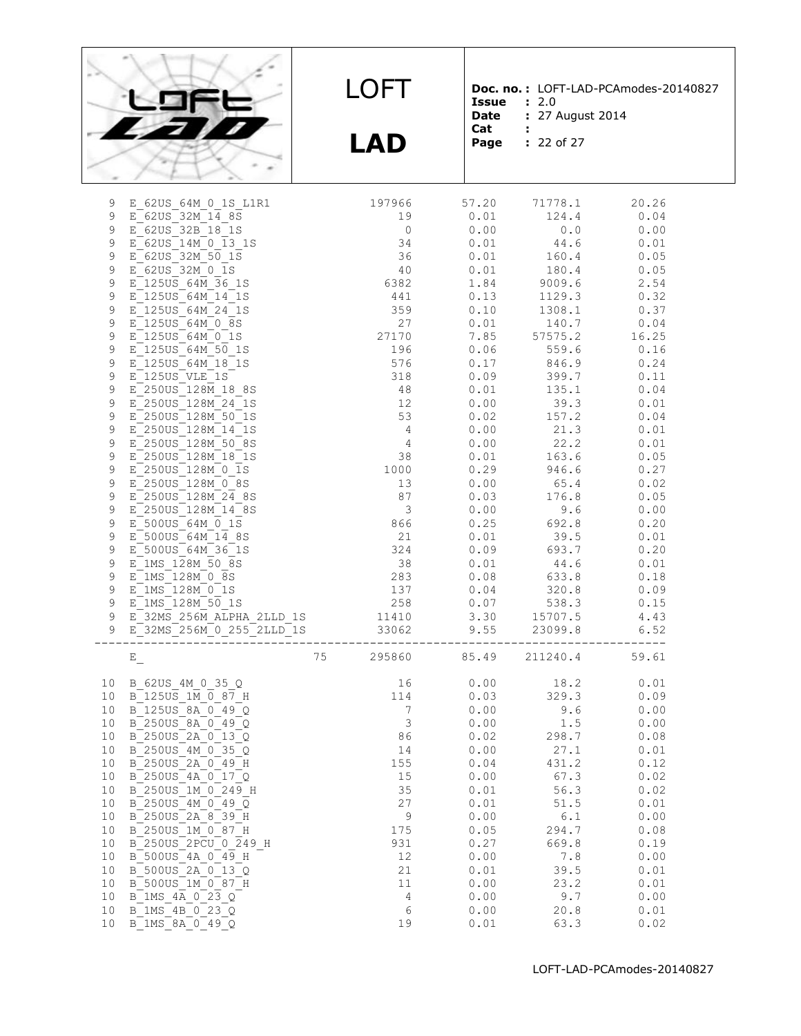| | | | | | | |
|---|---|---|---|---|---|---|
| 9 | E_62US_64M_0_1S_L1R1 | | 197966 | 57.20 | 71778.1 | 20.26 |
| 9 | E_62US_32M_14_8S | | 19 | 0.01 | 124.4 | 0.04 |
| 9 | E_62US_32B_18_1S | | 0 | 0.00 | 0.0 | 0.00 |
| 9 | E_62US_14M_0_13_1S | | 34 | 0.01 | 44.6 | 0.01 |
| 9 | E_62US_32M_50_1S | | 36 | 0.01 | 160.4 | 0.05 |
| 9 | E_62US_32M_0_1S | | 40 | 0.01 | 180.4 | 0.05 |
| 9 | E_125US_64M_36_1S | | 6382 | 1.84 | 9009.6 | 2.54 |
| 9 | E_125US_64M_14_1S | | 441 | 0.13 | 1129.3 | 0.32 |
| 9 | E_125US_64M_24_1S | | 359 | 0.10 | 1308.1 | 0.37 |
| 9 | E_125US_64M_0_8S | | 27 | 0.01 | 140.7 | 0.04 |
| 9 | E_125US_64M_0_1S | | 27170 | 7.85 | 57575.2 | 16.25 |
| 9 | E_125US_64M_50_1S | | 196 | 0.06 | 559.6 | 0.16 |
| 9 | E_125US_64M_18_1S | | 576 | 0.17 | 846.9 | 0.24 |
| 9 | E_125US_VLE_1S | | 318 | 0.09 | 399.7 | 0.11 |
| 9 | E_250US_128M_18_8S | | 48 | 0.01 | 135.1 | 0.04 |
| 9 | E_250US_128M_24_1S | | 12 | 0.00 | 39.3 | 0.01 |
| 9 | E_250US_128M_50_1S | | 53 | 0.02 | 157.2 | 0.04 |
| 9 | E_250US_128M_14_1S | | 4 | 0.00 | 21.3 | 0.01 |
| 9 | E_250US_128M_50_8S | | 4 | 0.00 | 22.2 | 0.01 |
| 9 | E_250US_128M_18_1S | | 38 | 0.01 | 163.6 | 0.05 |
| 9 | E_250US_128M_0_1S | | 1000 | 0.29 | 946.6 | 0.27 |
| 9 | E_250US_128M_0_8S | | 13 | 0.00 | 65.4 | 0.02 |
| 9 | E_250US_128M_24_8S | | 87 | 0.03 | 176.8 | 0.05 |
| 9 | E_250US_128M_14_8S | | 3 | 0.00 | 9.6 | 0.00 |
| 9 | E_500US_64M_0_1S | | 866 | 0.25 | 692.8 | 0.20 |
| 9 | E_500US_64M_14_8S | | 21 | 0.01 | 39.5 | 0.01 |
| 9 | E_500US_64M_36_1S | | 324 | 0.09 | 693.7 | 0.20 |
| 9 | E_1MS_128M_50_8S | | 38 | 0.01 | 44.6 | 0.01 |
| 9 | E_1MS_128M_0_8S | | 283 | 0.08 | 633.8 | 0.18 |
| 9 | E_1MS_128M_0_1S | | 137 | 0.04 | 320.8 | 0.09 |
| 9 | E_1MS_128M_50_1S | | 258 | 0.07 | 538.3 | 0.15 |
| 9 | E_32MS_256M_ALPHA_2LLD_1S | | 11410 | 3.30 | 15707.5 | 4.43 |
| 9 | E_32MS_256M_0_255_2LLD_1S | | 33062 | 9.55 | 23099.8 | 6.52 |
| | E_ | 75 | 295860 | 85.49 | 211240.4 | 59.61 |
| 10 | B_62US_4M_0_35_Q | | 16 | 0.00 | 18.2 | 0.01 |
| 10 | B_125US_1M_0_87_H | | 114 | 0.03 | 329.3 | 0.09 |
| 10 | B_125US_8A_0_49_Q | | 7 | 0.00 | 9.6 | 0.00 |
| 10 | B_250US_8A_0_49_Q | | 3 | 0.00 | 1.5 | 0.00 |
| 10 | B_250US_2A_0_13_Q | | 86 | 0.02 | 298.7 | 0.08 |
| 10 | B_250US_4M_0_35_Q | | 14 | 0.00 | 27.1 | 0.01 |
| 10 | B_250US_2A_0_49_H | | 155 | 0.04 | 431.2 | 0.12 |
| 10 | B_250US_4A_0_17_Q | | 15 | 0.00 | 67.3 | 0.02 |
| 10 | B_250US_1M_0_249_H | | 35 | 0.01 | 56.3 | 0.02 |
| 10 | B_250US_4M_0_49_Q | | 27 | 0.01 | 51.5 | 0.01 |
| 10 | B_250US_2A_8_39_H | | 9 | 0.00 | 6.1 | 0.00 |
| 10 | B_250US_1M_0_87_H | | 175 | 0.05 | 294.7 | 0.08 |
| 10 | B_250US_2PCU_0_249_H | | 931 | 0.27 | 669.8 | 0.19 |
| 10 | B_500US_4A_0_49_H | | 12 | 0.00 | 7.8 | 0.00 |
| 10 | B_500US_2A_0_13_Q | | 21 | 0.01 | 39.5 | 0.01 |
| 10 | B_500US_1M_0_87_H | | 11 | 0.00 | 23.2 | 0.01 |
| 10 | B_1MS_4A_0_23_Q | | 4 | 0.00 | 9.7 | 0.00 |
| 10 | B_1MS_4B_0_23_Q | | 6 | 0.00 | 20.8 | 0.01 |
| 10 | B_1MS_8A_0_49_Q | | 19 | 0.01 | 63.3 | 0.02 |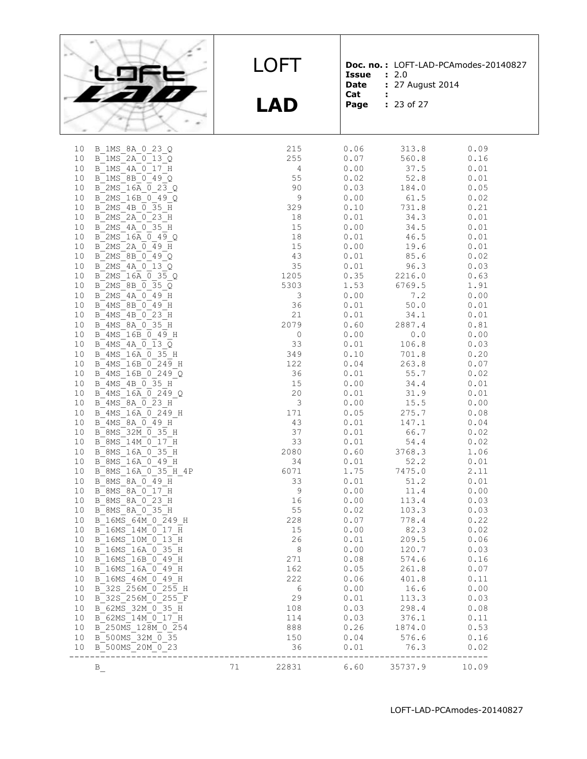| | | | | | | |
|---|---|---|---|---|---|---|
| 10 | B_1MS_8A_0_23_Q | | 215 | 0.06 | 313.8 | 0.09 |
| 10 | B_1MS_2A_0_13_Q | | 255 | 0.07 | 560.8 | 0.16 |
| 10 | B_1MS_4A_0_17_H | | 4 | 0.00 | 37.5 | 0.01 |
| 10 | B_1MS_8B_0_49_Q | | 55 | 0.02 | 52.8 | 0.01 |
| 10 | B_2MS_16A_0_23_Q | | 90 | 0.03 | 184.0 | 0.05 |
| 10 | B_2MS_16B_0_49_Q | | 9 | 0.00 | 61.5 | 0.02 |
| 10 | B_2MS_4B_0_35_H | | 329 | 0.10 | 731.8 | 0.21 |
| 10 | B_2MS_2A_0_23_H | | 18 | 0.01 | 34.3 | 0.01 |
| 10 | B_2MS_4A_0_35_H | | 15 | 0.00 | 34.5 | 0.01 |
| 10 | B_2MS_16A_0_49_Q | | 18 | 0.01 | 46.5 | 0.01 |
| 10 | B_2MS_2A_0_49_H | | 15 | 0.00 | 19.6 | 0.01 |
| 10 | B_2MS_8B_0_49_Q | | 43 | 0.01 | 85.6 | 0.02 |
| 10 | B_2MS_4A_0_13_Q | | 35 | 0.01 | 96.3 | 0.03 |
| 10 | B_2MS_16A_0_35_Q | | 1205 | 0.35 | 2216.0 | 0.63 |
| 10 | B_2MS_8B_0_35_Q | | 5303 | 1.53 | 6769.5 | 1.91 |
| 10 | B_2MS_4A_0_49_H | | 3 | 0.00 | 7.2 | 0.00 |
| 10 | B_4MS_8B_0_49_H | | 36 | 0.01 | 50.0 | 0.01 |
| 10 | B_4MS_4B_0_23_H | | 21 | 0.01 | 34.1 | 0.01 |
| 10 | B_4MS_8A_0_35_H | | 2079 | 0.60 | 2887.4 | 0.81 |
| 10 | B_4MS_16B_0_49_H | | 0 | 0.00 | 0.0 | 0.00 |
| 10 | B_4MS_4A_0_13_Q | | 33 | 0.01 | 106.8 | 0.03 |
| 10 | B_4MS_16A_0_35_H | | 349 | 0.10 | 701.8 | 0.20 |
| 10 | B_4MS_16B_0_249_H | | 122 | 0.04 | 263.8 | 0.07 |
| 10 | B_4MS_16B_0_249_Q | | 36 | 0.01 | 55.7 | 0.02 |
| 10 | B_4MS_4B_0_35_H | | 15 | 0.00 | 34.4 | 0.01 |
| 10 | B_4MS_16A_0_249_Q | | 20 | 0.01 | 31.9 | 0.01 |
| 10 | B_4MS_8A_0_23_H | | 3 | 0.00 | 15.5 | 0.00 |
| 10 | B_4MS_16A_0_249_H | | 171 | 0.05 | 275.7 | 0.08 |
| 10 | B_4MS_8A_0_49_H | | 43 | 0.01 | 147.1 | 0.04 |
| 10 | B_8MS_32M_0_35_H | | 37 | 0.01 | 66.7 | 0.02 |
| 10 | B_8MS_14M_0_17_H | | 33 | 0.01 | 54.4 | 0.02 |
| 10 | B_8MS_16A_0_35_H | | 2080 | 0.60 | 3768.3 | 1.06 |
| 10 | B_8MS_16A_0_49_H | | 34 | 0.01 | 52.2 | 0.01 |
| 10 | B_8MS_16A_0_35_H_4P | | 6071 | 1.75 | 7475.0 | 2.11 |
| 10 | B_8MS_8A_0_49_H | | 33 | 0.01 | 51.2 | 0.01 |
| 10 | B_8MS_8A_0_17_H | | 9 | 0.00 | 11.4 | 0.00 |
| 10 | B_8MS_8A_0_23_H | | 16 | 0.00 | 113.4 | 0.03 |
| 10 | B_8MS_8A_0_35_H | | 55 | 0.02 | 103.3 | 0.03 |
| 10 | B_16MS_64M_0_249_H | | 228 | 0.07 | 778.4 | 0.22 |
| 10 | B_16MS_14M_0_17_H | | 15 | 0.00 | 82.3 | 0.02 |
| 10 | B_16MS_10M_0_13_H | | 26 | 0.01 | 209.5 | 0.06 |
| 10 | B_16MS_16A_0_35_H | | 8 | 0.00 | 120.7 | 0.03 |
| 10 | B_16MS_16B_0_49_H | | 271 | 0.08 | 574.6 | 0.16 |
| 10 | B_16MS_16A_0_49_H | | 162 | 0.05 | 261.8 | 0.07 |
| 10 | B_16MS_46M_0_49_H | | 222 | 0.06 | 401.8 | 0.11 |
| 10 | B_32S_256M_0_255_H | | 6 | 0.00 | 16.6 | 0.00 |
| 10 | B_32S_256M_0_255_F | | 29 | 0.01 | 113.3 | 0.03 |
| 10 | B_62MS_32M_0_35_H | | 108 | 0.03 | 298.4 | 0.08 |
| 10 | B_62MS_14M_0_17_H | | 114 | 0.03 | 376.1 | 0.11 |
| 10 | B_250MS_128M_0_254 | | 888 | 0.26 | 1874.0 | 0.53 |
| 10 | B_500MS_32M_0_35 | | 150 | 0.04 | 576.6 | 0.16 |
| 10 | B_500MS_20M_0_23 | | 36 | 0.01 | 76.3 | 0.02 |
| | B_ | 71 | 22831 | 6.60 | 35737.9 | 10.09 |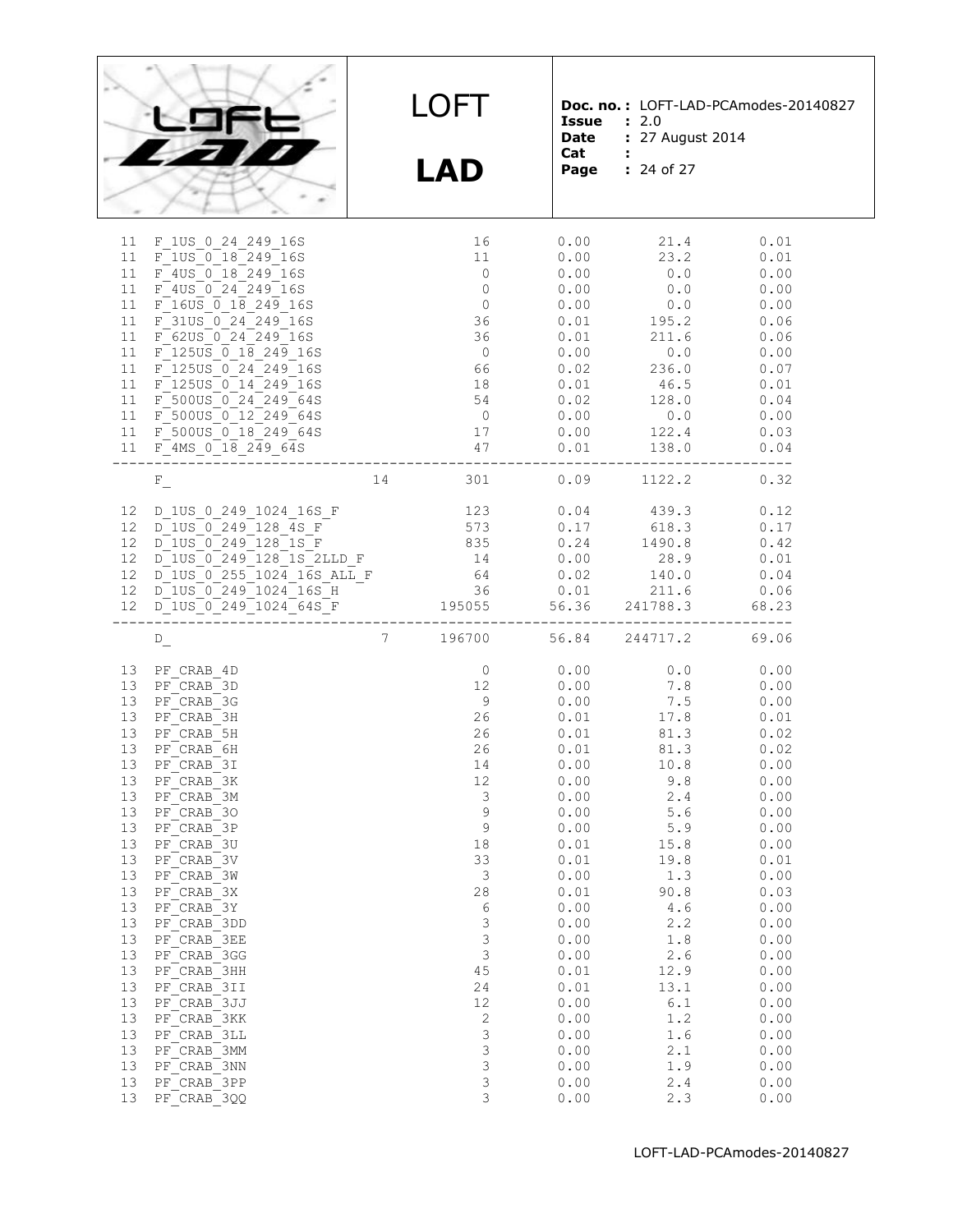| | | | | | | |
|---|---|---|---|---|---|---|
| 11 | F_1US_0_24_249_16S | | 16 | 0.00 | 21.4 | 0.01 |
| 11 | F_1US_0_18_249_16S | | 11 | 0.00 | 23.2 | 0.01 |
| 11 | F_4US_0_18_249_16S | | 0 | 0.00 | 0.0 | 0.00 |
| 11 | F_4US_0_24_249_16S | | 0 | 0.00 | 0.0 | 0.00 |
| 11 | F_16US_0_18_249_16S | | 0 | 0.00 | 0.0 | 0.00 |
| 11 | F_31US_0_24_249_16S | | 36 | 0.01 | 195.2 | 0.06 |
| 11 | F_62US_0_24_249_16S | | 36 | 0.01 | 211.6 | 0.06 |
| 11 | F_125US_0_18_249_16S | | 0 | 0.00 | 0.0 | 0.00 |
| 11 | F_125US_0_24_249_16S | | 66 | 0.02 | 236.0 | 0.07 |
| 11 | F_125US_0_14_249_16S | | 18 | 0.01 | 46.5 | 0.01 |
| 11 | F_500US_0_24_249_64S | | 54 | 0.02 | 128.0 | 0.04 |
| 11 | F_500US_0_12_249_64S | | 0 | 0.00 | 0.0 | 0.00 |
| 11 | F_500US_0_18_249_64S | | 17 | 0.00 | 122.4 | 0.03 |
| 11 | F_4MS_0_18_249_64S | | 47 | 0.01 | 138.0 | 0.04 |
| | F_ | 14 | 301 | 0.09 | 1122.2 | 0.32 |
| 12 | D_1US_0_249_1024_16S_F | | 123 | 0.04 | 439.3 | 0.12 |
| 12 | D_1US_0_249_128_4S_F | | 573 | 0.17 | 618.3 | 0.17 |
| 12 | D_1US_0_249_128_1S_F | | 835 | 0.24 | 1490.8 | 0.42 |
| 12 | D_1US_0_249_128_1S_2LLD_F | | 14 | 0.00 | 28.9 | 0.01 |
| 12 | D_1US_0_255_1024_16S_ALL_F | | 64 | 0.02 | 140.0 | 0.04 |
| 12 | D_1US_0_249_1024_16S_H | | 36 | 0.01 | 211.6 | 0.06 |
| 12 | D_1US_0_249_1024_64S_F | | 195055 | 56.36 | 241788.3 | 68.23 |
| | D_ | 7 | 196700 | 56.84 | 244717.2 | 69.06 |
| 13 | PF_CRAB_4D | | 0 | 0.00 | 0.0 | 0.00 |
| 13 | PF_CRAB_3D | | 12 | 0.00 | 7.8 | 0.00 |
| 13 | PF_CRAB_3G | | 9 | 0.00 | 7.5 | 0.00 |
| 13 | PF_CRAB_3H | | 26 | 0.01 | 17.8 | 0.01 |
| 13 | PF_CRAB_5H | | 26 | 0.01 | 81.3 | 0.02 |
| 13 | PF_CRAB_6H | | 26 | 0.01 | 81.3 | 0.02 |
| 13 | PF_CRAB_3I | | 14 | 0.00 | 10.8 | 0.00 |
| 13 | PF_CRAB_3K | | 12 | 0.00 | 9.8 | 0.00 |
| 13 | PF_CRAB_3M | | 3 | 0.00 | 2.4 | 0.00 |
| 13 | PF_CRAB_3O | | 9 | 0.00 | 5.6 | 0.00 |
| 13 | PF_CRAB_3P | | 9 | 0.00 | 5.9 | 0.00 |
| 13 | PF_CRAB_3U | | 18 | 0.01 | 15.8 | 0.00 |
| 13 | PF_CRAB_3V | | 33 | 0.01 | 19.8 | 0.01 |
| 13 | PF_CRAB_3W | | 3 | 0.00 | 1.3 | 0.00 |
| 13 | PF_CRAB_3X | | 28 | 0.01 | 90.8 | 0.03 |
| 13 | PF_CRAB_3Y | | 6 | 0.00 | 4.6 | 0.00 |
| 13 | PF_CRAB_3DD | | 3 | 0.00 | 2.2 | 0.00 |
| 13 | PF_CRAB_3EE | | 3 | 0.00 | 1.8 | 0.00 |
| 13 | PF_CRAB_3GG | | 3 | 0.00 | 2.6 | 0.00 |
| 13 | PF_CRAB_3HH | | 45 | 0.01 | 12.9 | 0.00 |
| 13 | PF_CRAB_3II | | 24 | 0.01 | 13.1 | 0.00 |
| 13 | PF_CRAB_3JJ | | 12 | 0.00 | 6.1 | 0.00 |
| 13 | PF_CRAB_3KK | | 2 | 0.00 | 1.2 | 0.00 |
| 13 | PF_CRAB_3LL | | 3 | 0.00 | 1.6 | 0.00 |
| 13 | PF_CRAB_3MM | | 3 | 0.00 | 2.1 | 0.00 |
| 13 | PF_CRAB_3NN | | 3 | 0.00 | 1.9 | 0.00 |
| 13 | PF_CRAB_3PP | | 3 | 0.00 | 2.4 | 0.00 |
| 13 | PF_CRAB_3QQ | | 3 | 0.00 | 2.3 | 0.00 |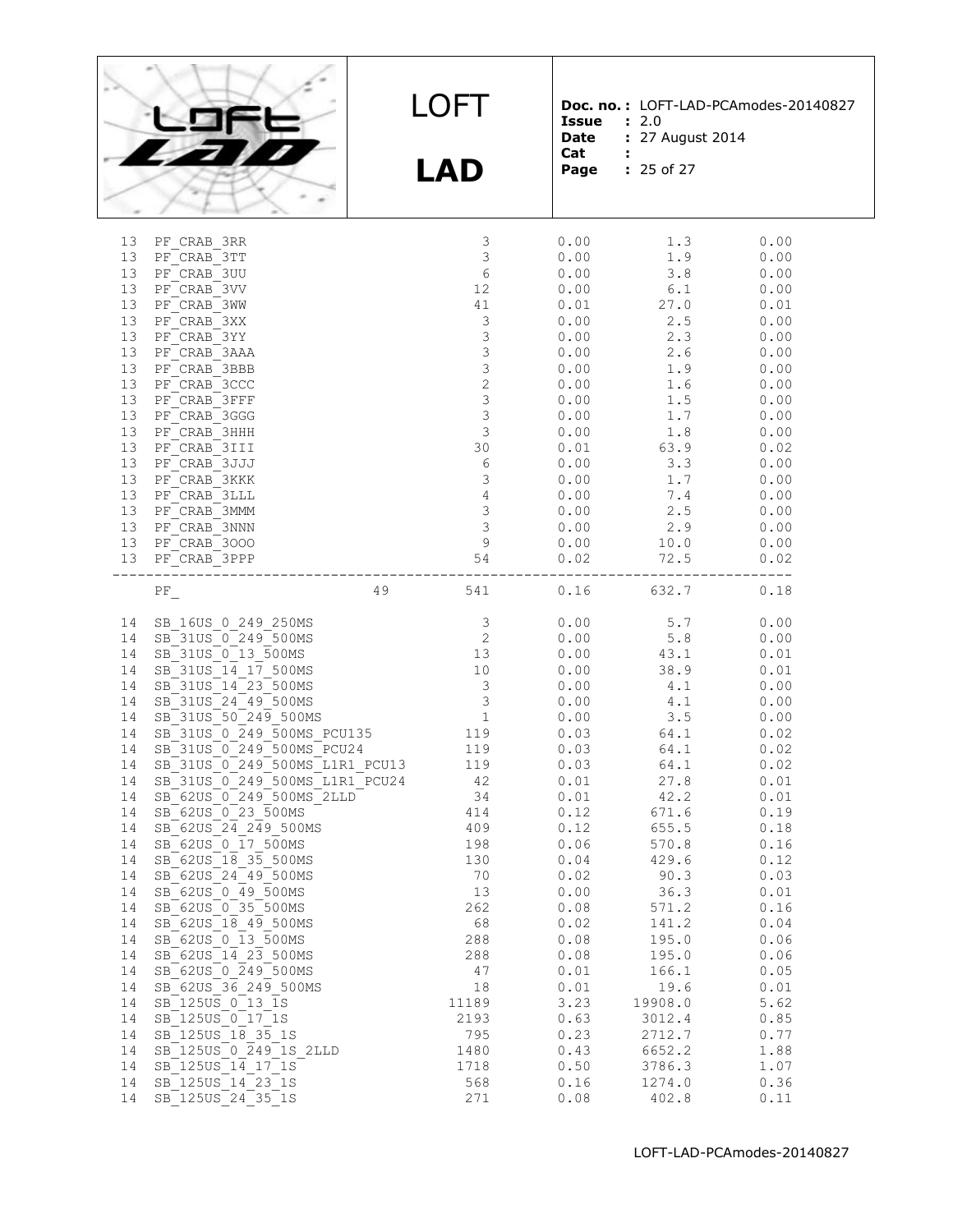| | | | | | | |
|---|---|---|---|---|---|---|
| 13 | PF_CRAB_3RR | | 3 | 0.00 | 1.3 | 0.00 |
| 13 | PF_CRAB_3TT | | 3 | 0.00 | 1.9 | 0.00 |
| 13 | PF_CRAB_3UU | | 6 | 0.00 | 3.8 | 0.00 |
| 13 | PF_CRAB_3VV | | 12 | 0.00 | 6.1 | 0.00 |
| 13 | PF_CRAB_3WW | | 41 | 0.01 | 27.0 | 0.01 |
| 13 | PF_CRAB_3XX | | 3 | 0.00 | 2.5 | 0.00 |
| 13 | PF_CRAB_3YY | | 3 | 0.00 | 2.3 | 0.00 |
| 13 | PF_CRAB_3AAA | | 3 | 0.00 | 2.6 | 0.00 |
| 13 | PF_CRAB_3BBB | | 3 | 0.00 | 1.9 | 0.00 |
| 13 | PF_CRAB_3CCC | | 2 | 0.00 | 1.6 | 0.00 |
| 13 | PF_CRAB_3FFF | | 3 | 0.00 | 1.5 | 0.00 |
| 13 | PF_CRAB_3GGG | | 3 | 0.00 | 1.7 | 0.00 |
| 13 | PF_CRAB_3HHH | | 3 | 0.00 | 1.8 | 0.00 |
| 13 | PF_CRAB_3III | | 30 | 0.01 | 63.9 | 0.02 |
| 13 | PF_CRAB_3JJJ | | 6 | 0.00 | 3.3 | 0.00 |
| 13 | PF_CRAB_3KKK | | 3 | 0.00 | 1.7 | 0.00 |
| 13 | PF_CRAB_3LLL | | 4 | 0.00 | 7.4 | 0.00 |
| 13 | PF_CRAB_3MMM | | 3 | 0.00 | 2.5 | 0.00 |
| 13 | PF_CRAB_3NNN | | 3 | 0.00 | 2.9 | 0.00 |
| 13 | PF_CRAB_3OOO | | 9 | 0.00 | 10.0 | 0.00 |
| 13 | PF_CRAB_3PPP | | 54 | 0.02 | 72.5 | 0.02 |
| | PF_ | 49 | 541 | 0.16 | 632.7 | 0.18 |
| 14 | SB_16US_0_249_250MS | | 3 | 0.00 | 5.7 | 0.00 |
| 14 | SB_31US_0_249_500MS | | 2 | 0.00 | 5.8 | 0.00 |
| 14 | SB_31US_0_13_500MS | | 13 | 0.00 | 43.1 | 0.01 |
| 14 | SB_31US_14_17_500MS | | 10 | 0.00 | 38.9 | 0.01 |
| 14 | SB_31US_14_23_500MS | | 3 | 0.00 | 4.1 | 0.00 |
| 14 | SB_31US_24_49_500MS | | 3 | 0.00 | 4.1 | 0.00 |
| 14 | SB_31US_50_249_500MS | | 1 | 0.00 | 3.5 | 0.00 |
| 14 | SB_31US_0_249_500MS_PCU135 | | 119 | 0.03 | 64.1 | 0.02 |
| 14 | SB_31US_0_249_500MS_PCU24 | | 119 | 0.03 | 64.1 | 0.02 |
| 14 | SB_31US_0_249_500MS_L1R1_PCU13 | | 119 | 0.03 | 64.1 | 0.02 |
| 14 | SB_31US_0_249_500MS_L1R1_PCU24 | | 42 | 0.01 | 27.8 | 0.01 |
| 14 | SB_62US_0_249_500MS_2LLD | | 34 | 0.01 | 42.2 | 0.01 |
| 14 | SB_62US_0_23_500MS | | 414 | 0.12 | 671.6 | 0.19 |
| 14 | SB_62US_24_249_500MS | | 409 | 0.12 | 655.5 | 0.18 |
| 14 | SB_62US_0_17_500MS | | 198 | 0.06 | 570.8 | 0.16 |
| 14 | SB_62US_18_35_500MS | | 130 | 0.04 | 429.6 | 0.12 |
| 14 | SB_62US_24_49_500MS | | 70 | 0.02 | 90.3 | 0.03 |
| 14 | SB_62US_0_49_500MS | | 13 | 0.00 | 36.3 | 0.01 |
| 14 | SB_62US_0_35_500MS | | 262 | 0.08 | 571.2 | 0.16 |
| 14 | SB_62US_18_49_500MS | | 68 | 0.02 | 141.2 | 0.04 |
| 14 | SB_62US_0_13_500MS | | 288 | 0.08 | 195.0 | 0.06 |
| 14 | SB_62US_14_23_500MS | | 288 | 0.08 | 195.0 | 0.06 |
| 14 | SB_62US_0_249_500MS | | 47 | 0.01 | 166.1 | 0.05 |
| 14 | SB_62US_36_249_500MS | | 18 | 0.01 | 19.6 | 0.01 |
| 14 | SB_125US_0_13_1S | | 11189 | 3.23 | 19908.0 | 5.62 |
| 14 | SB_125US_0_17_1S | | 2193 | 0.63 | 3012.4 | 0.85 |
| 14 | SB_125US_18_35_1S | | 795 | 0.23 | 2712.7 | 0.77 |
| 14 | SB_125US_0_249_1S_2LLD | | 1480 | 0.43 | 6652.2 | 1.88 |
| 14 | SB_125US_14_17_1S | | 1718 | 0.50 | 3786.3 | 1.07 |
| 14 | SB_125US_14_23_1S | | 568 | 0.16 | 1274.0 | 0.36 |
| 14 | SB_125US_24_35_1S | | 271 | 0.08 | 402.8 | 0.11 |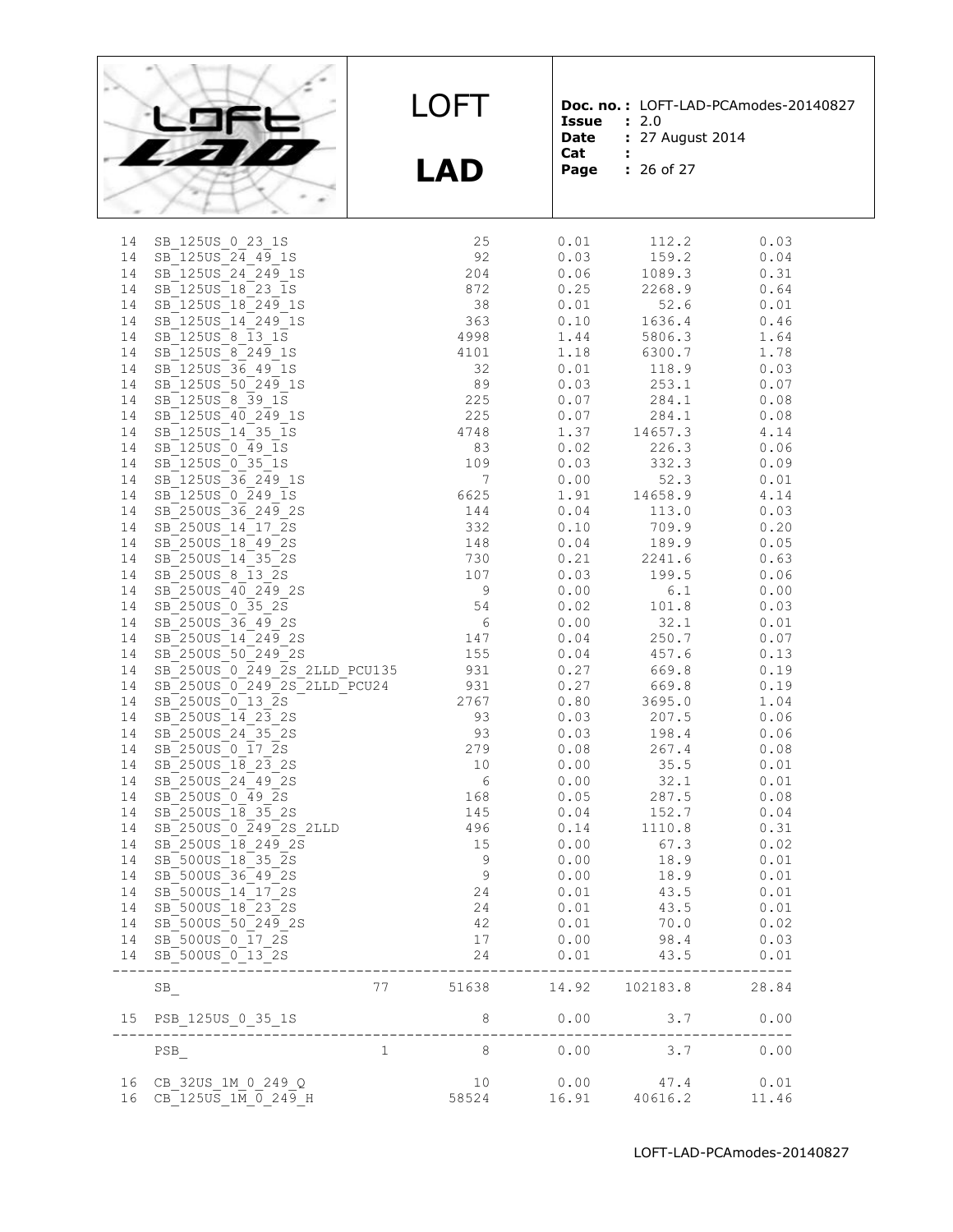| | | | | | |
|---|---|---|---|---|---|
| 14 | SB_125US_0_23_1S | | 25 | 0.01 | 112.2 | 0.03 |
| 14 | SB_125US_24_49_1S | | 92 | 0.03 | 159.2 | 0.04 |
| 14 | SB_125US_24_249_1S | | 204 | 0.06 | 1089.3 | 0.31 |
| 14 | SB_125US_18_23_1S | | 872 | 0.25 | 2268.9 | 0.64 |
| 14 | SB_125US_18_249_1S | | 38 | 0.01 | 52.6 | 0.01 |
| 14 | SB_125US_14_249_1S | | 363 | 0.10 | 1636.4 | 0.46 |
| 14 | SB_125US_8_13_1S | | 4998 | 1.44 | 5806.3 | 1.64 |
| 14 | SB_125US_8_249_1S | | 4101 | 1.18 | 6300.7 | 1.78 |
| 14 | SB_125US_36_49_1S | | 32 | 0.01 | 118.9 | 0.03 |
| 14 | SB_125US_50_249_1S | | 89 | 0.03 | 253.1 | 0.07 |
| 14 | SB_125US_8_39_1S | | 225 | 0.07 | 284.1 | 0.08 |
| 14 | SB_125US_40_249_1S | | 225 | 0.07 | 284.1 | 0.08 |
| 14 | SB_125US_14_35_1S | | 4748 | 1.37 | 14657.3 | 4.14 |
| 14 | SB_125US_0_49_1S | | 83 | 0.02 | 226.3 | 0.06 |
| 14 | SB_125US_0_35_1S | | 109 | 0.03 | 332.3 | 0.09 |
| 14 | SB_125US_36_249_1S | | 7 | 0.00 | 52.3 | 0.01 |
| 14 | SB_125US_0_249_1S | | 6625 | 1.91 | 14658.9 | 4.14 |
| 14 | SB_250US_36_249_2S | | 144 | 0.04 | 113.0 | 0.03 |
| 14 | SB_250US_14_17_2S | | 332 | 0.10 | 709.9 | 0.20 |
| 14 | SB_250US_18_49_2S | | 148 | 0.04 | 189.9 | 0.05 |
| 14 | SB_250US_14_35_2S | | 730 | 0.21 | 2241.6 | 0.63 |
| 14 | SB_250US_8_13_2S | | 107 | 0.03 | 199.5 | 0.06 |
| 14 | SB_250US_40_249_2S | | 9 | 0.00 | 6.1 | 0.00 |
| 14 | SB_250US_0_35_2S | | 54 | 0.02 | 101.8 | 0.03 |
| 14 | SB_250US_36_49_2S | | 6 | 0.00 | 32.1 | 0.01 |
| 14 | SB_250US_14_249_2S | | 147 | 0.04 | 250.7 | 0.07 |
| 14 | SB_250US_50_249_2S | | 155 | 0.04 | 457.6 | 0.13 |
| 14 | SB_250US_0_249_2S_2LLD_PCU135 | | 931 | 0.27 | 669.8 | 0.19 |
| 14 | SB_250US_0_249_2S_2LLD_PCU24 | | 931 | 0.27 | 669.8 | 0.19 |
| 14 | SB_250US_0_13_2S | | 2767 | 0.80 | 3695.0 | 1.04 |
| 14 | SB_250US_14_23_2S | | 93 | 0.03 | 207.5 | 0.06 |
| 14 | SB_250US_24_35_2S | | 93 | 0.03 | 198.4 | 0.06 |
| 14 | SB_250US_0_17_2S | | 279 | 0.08 | 267.4 | 0.08 |
| 14 | SB_250US_18_23_2S | | 10 | 0.00 | 35.5 | 0.01 |
| 14 | SB_250US_24_49_2S | | 6 | 0.00 | 32.1 | 0.01 |
| 14 | SB_250US_0_49_2S | | 168 | 0.05 | 287.5 | 0.08 |
| 14 | SB_250US_18_35_2S | | 145 | 0.04 | 152.7 | 0.04 |
| 14 | SB_250US_0_249_2S_2LLD | | 496 | 0.14 | 1110.8 | 0.31 |
| 14 | SB_250US_18_249_2S | | 15 | 0.00 | 67.3 | 0.02 |
| 14 | SB_500US_18_35_2S | | 9 | 0.00 | 18.9 | 0.01 |
| 14 | SB_500US_36_49_2S | | 9 | 0.00 | 18.9 | 0.01 |
| 14 | SB_500US_14_17_2S | | 24 | 0.01 | 43.5 | 0.01 |
| 14 | SB_500US_18_23_2S | | 24 | 0.01 | 43.5 | 0.01 |
| 14 | SB_500US_50_249_2S | | 42 | 0.01 | 70.0 | 0.02 |
| 14 | SB_500US_0_17_2S | | 17 | 0.00 | 98.4 | 0.03 |
| 14 | SB_500US_0_13_2S | | 24 | 0.01 | 43.5 | 0.01 |
| | SB_ | 77 | 51638 | 14.92 | 102183.8 | 28.84 |
| 15 | PSB_125US_0_35_1S | | 8 | 0.00 | 3.7 | 0.00 |
| | PSB_ | 1 | 8 | 0.00 | 3.7 | 0.00 |
| 16 | CB_32US_1M_0_249_Q | | 10 | 0.00 | 47.4 | 0.01 |
| 16 | CB_125US_1M_0_249_H | | 58524 | 16.91 | 40616.2 | 11.46 |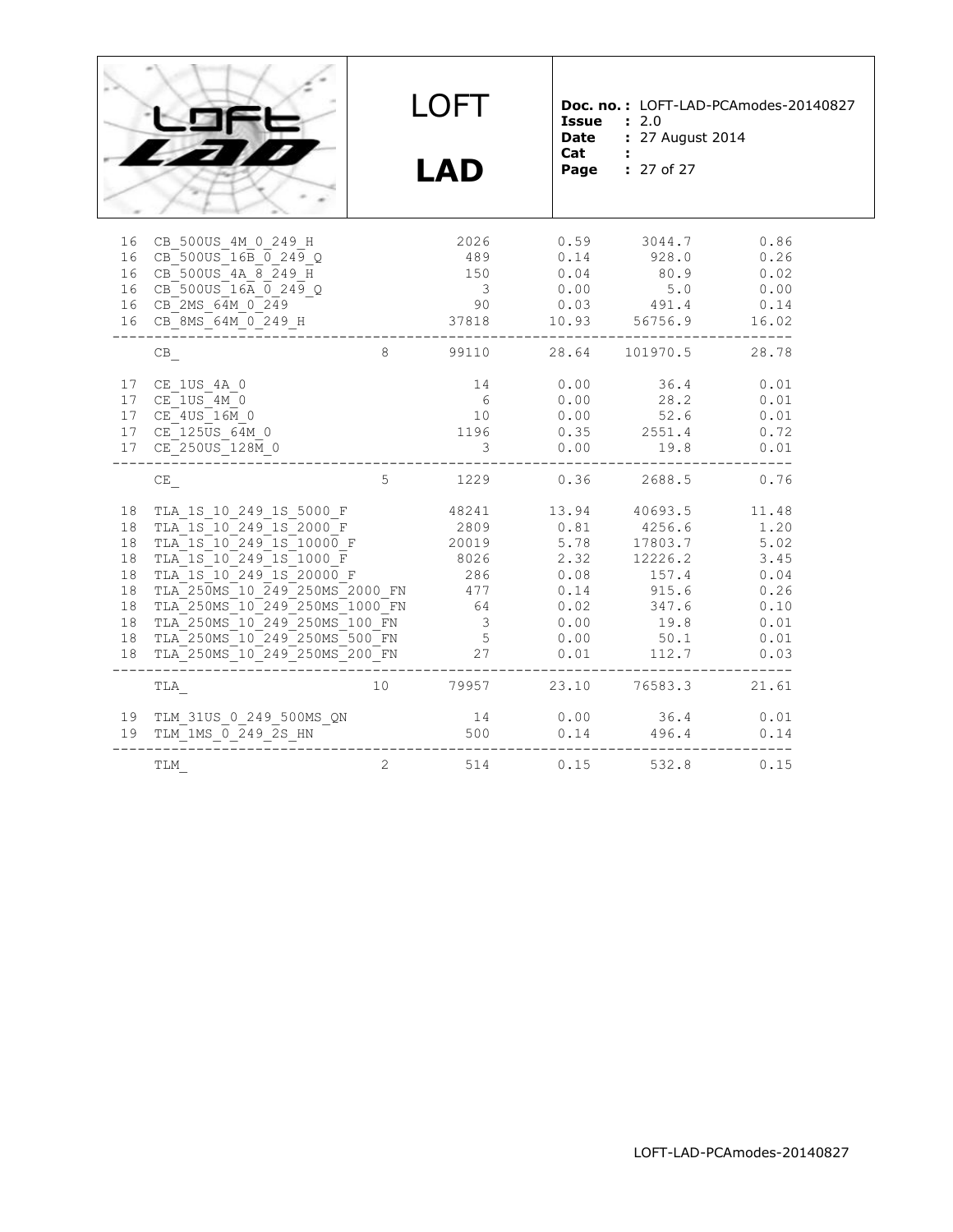| | | | | | | |
|---|---|---|---|---|---|---|
| 16 | CB_500US_4M_0_249_H | | 2026 | 0.59 | 3044.7 | 0.86 |
| 16 | CB_500US_16B_0_249_Q | | 489 | 0.14 | 928.0 | 0.26 |
| 16 | CB_500US_4A_8_249_H | | 150 | 0.04 | 80.9 | 0.02 |
| 16 | CB_500US_16A_0_249_Q | | 3 | 0.00 | 5.0 | 0.00 |
| 16 | CB_2MS_64M_0_249 | | 90 | 0.03 | 491.4 | 0.14 |
| 16 | CB_8MS_64M_0_249_H | | 37818 | 10.93 | 56756.9 | 16.02 |
| | CB_ | 8 | 99110 | 28.64 | 101970.5 | 28.78 |
| 17 | CE_1US_4A_0 | | 14 | 0.00 | 36.4 | 0.01 |
| 17 | CE_1US_4M_0 | | 6 | 0.00 | 28.2 | 0.01 |
| 17 | CE_4US_16M_0 | | 10 | 0.00 | 52.6 | 0.01 |
| 17 | CE_125US_64M_0 | | 1196 | 0.35 | 2551.4 | 0.72 |
| 17 | CE_250US_128M_0 | | 3 | 0.00 | 19.8 | 0.01 |
| | CE_ | 5 | 1229 | 0.36 | 2688.5 | 0.76 |
| 18 | TLA_1S_10_249_1S_5000_F | | 48241 | 13.94 | 40693.5 | 11.48 |
| 18 | TLA_1S_10_249_1S_2000_F | | 2809 | 0.81 | 4256.6 | 1.20 |
| 18 | TLA_1S_10_249_1S_10000_F | | 20019 | 5.78 | 17803.7 | 5.02 |
| 18 | TLA_1S_10_249_1S_1000_F | | 8026 | 2.32 | 12226.2 | 3.45 |
| 18 | TLA_1S_10_249_1S_20000_F | | 286 | 0.08 | 157.4 | 0.04 |
| 18 | TLA_250MS_10_249_250MS_2000_FN | | 477 | 0.14 | 915.6 | 0.26 |
| 18 | TLA_250MS_10_249_250MS_1000_FN | | 64 | 0.02 | 347.6 | 0.10 |
| 18 | TLA_250MS_10_249_250MS_100_FN | | 3 | 0.00 | 19.8 | 0.01 |
| 18 | TLA_250MS_10_249_250MS_500_FN | | 5 | 0.00 | 50.1 | 0.01 |
| 18 | TLA_250MS_10_249_250MS_200_FN | | 27 | 0.01 | 112.7 | 0.03 |
| | TLA_ | 10 | 79957 | 23.10 | 76583.3 | 21.61 |
| 19 | TLM_31US_0_249_500MS_QN | | 14 | 0.00 | 36.4 | 0.01 |
| 19 | TLM_1MS_0_249_2S_HN | | 500 | 0.14 | 496.4 | 0.14 |
| | TLM_ | 2 | 514 | 0.15 | 532.8 | 0.15 |